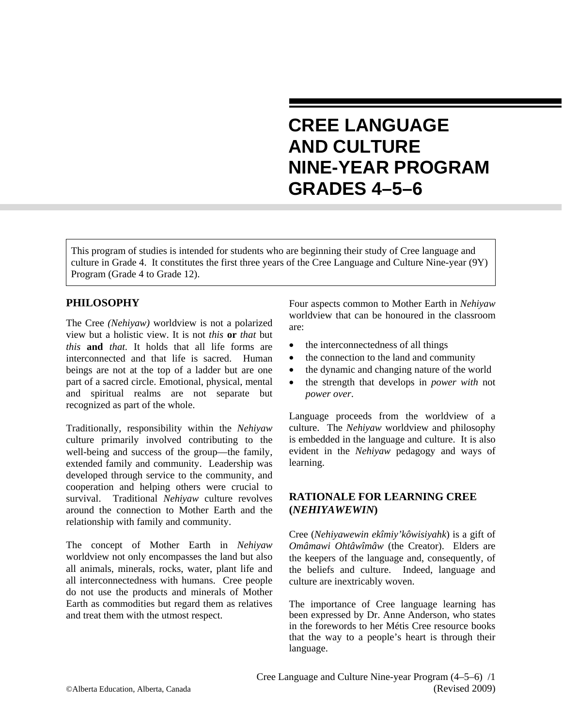# CREE LANGUAGE AND CULTURE NINE-YEAR PROGRAM GRADES 4–5–6

This program of studies is intended for students who are beginning their study of Cree language and culture in Grade 4. It constitutes the first three years of the Cree Language and Culture Nine-year (9Y) Program (Grade 4 to Grade 12).

## PHILOSOPHY

The Cree *(Nehiyaw)* worldview is not a polarized view but a holistic view. It is not *this* **or** *that* but *this* **and** *that.* It holds that all life forms are interconnected and that life is sacred. Human beings are not at the top of a ladder but are one part of a sacred circle. Emotional, physical, mental and spiritual realms are not separate but recognized as part of the whole.

Traditionally, responsibility within the *Nehiyaw* culture primarily involved contributing to the well-being and success of the group—the family, extended family and community. Leadership was developed through service to the community, and cooperation and helping others were crucial to survival. Traditional *Nehiyaw* culture revolves around the connection to Mother Earth and the relationship with family and community.

The concept of Mother Earth in *Nehiyaw* worldview not only encompasses the land but also all animals, minerals, rocks, water, plant life and all interconnectedness with humans. Cree people do not use the products and minerals of Mother Earth as commodities but regard them as relatives and treat them with the utmost respect.

Four aspects common to Mother Earth in *Nehiyaw* worldview that can be honoured in the classroom are:

- the interconnectedness of all things
- the connection to the land and community
- the dynamic and changing nature of the world
- the strength that develops in *power with* not *power over*.

Language proceeds from the worldview of a culture. The *Nehiyaw* worldview and philosophy is embedded in the language and culture. It is also evident in the *Nehiyaw* pedagogy and ways of learning.

## RATIONALE FOR LEARNING CREE (*NEHIYAWEWIN*)

Cree (*Nehiyawewin ekîmiy'kôwisiyahk*) is a gift of *Omâmawi Ohtâwîmâw* (the Creator). Elders are the keepers of the language and, consequently, of the beliefs and culture. Indeed, language and culture are inextricably woven.

The importance of Cree language learning has been expressed by Dr. Anne Anderson, who states in the forewords to her Métis Cree resource books that the way to a people's heart is through their language.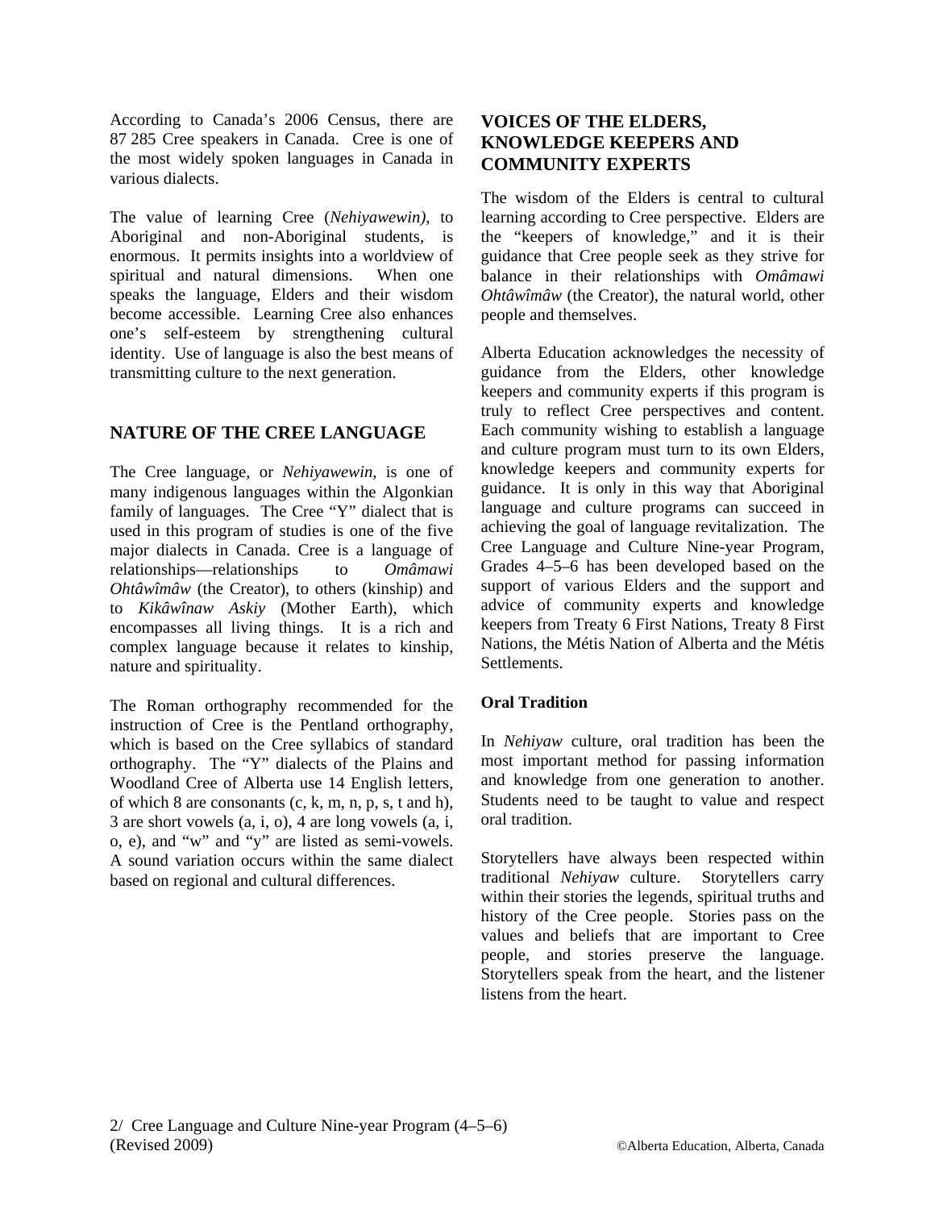According to Canada's 2006 Census, there are 87 285 Cree speakers in Canada. Cree is one of the most widely spoken languages in Canada in various dialects.

The value of learning Cree (*Nehiyawewin)*, to Aboriginal and non-Aboriginal students, is enormous. It permits insights into a worldview of spiritual and natural dimensions. When one speaks the language, Elders and their wisdom become accessible. Learning Cree also enhances one's self-esteem by strengthening cultural identity. Use of language is also the best means of transmitting culture to the next generation.

## NATURE OF THE CREE LANGUAGE

The Cree language, or *Nehiyawewin*, is one of many indigenous languages within the Algonkian family of languages. The Cree "Y" dialect that is used in this program of studies is one of the five major dialects in Canada. Cree is a language of relationships—relationships to *Omâmawi Ohtâwîmâw* (the Creator), to others (kinship) and to *Kikâwînaw Askiy* (Mother Earth), which encompasses all living things. It is a rich and complex language because it relates to kinship, nature and spirituality.

The Roman orthography recommended for the instruction of Cree is the Pentland orthography, which is based on the Cree syllabics of standard orthography. The "Y" dialects of the Plains and Woodland Cree of Alberta use 14 English letters, of which 8 are consonants (c, k, m, n, p, s, t and h), 3 are short vowels (a, i, o), 4 are long vowels (a, i, o, e), and "w" and "y" are listed as semi-vowels. A sound variation occurs within the same dialect based on regional and cultural differences.

## VOICES OF THE ELDERS, KNOWLEDGE KEEPERS AND COMMUNITY EXPERTS

The wisdom of the Elders is central to cultural learning according to Cree perspective. Elders are the "keepers of knowledge," and it is their guidance that Cree people seek as they strive for balance in their relationships with *Omâmawi Ohtâwîmâw* (the Creator), the natural world, other people and themselves.

Alberta Education acknowledges the necessity of guidance from the Elders, other knowledge keepers and community experts if this program is truly to reflect Cree perspectives and content. Each community wishing to establish a language and culture program must turn to its own Elders, knowledge keepers and community experts for guidance. It is only in this way that Aboriginal language and culture programs can succeed in achieving the goal of language revitalization. The Cree Language and Culture Nine-year Program, Grades 4–5–6 has been developed based on the support of various Elders and the support and advice of community experts and knowledge keepers from Treaty 6 First Nations, Treaty 8 First Nations, the Métis Nation of Alberta and the Métis Settlements.

### Oral Tradition

In *Nehiyaw* culture, oral tradition has been the most important method for passing information and knowledge from one generation to another. Students need to be taught to value and respect oral tradition.

Storytellers have always been respected within traditional *Nehiyaw* culture. Storytellers carry within their stories the legends, spiritual truths and history of the Cree people. Stories pass on the values and beliefs that are important to Cree people, and stories preserve the language. Storytellers speak from the heart, and the listener listens from the heart.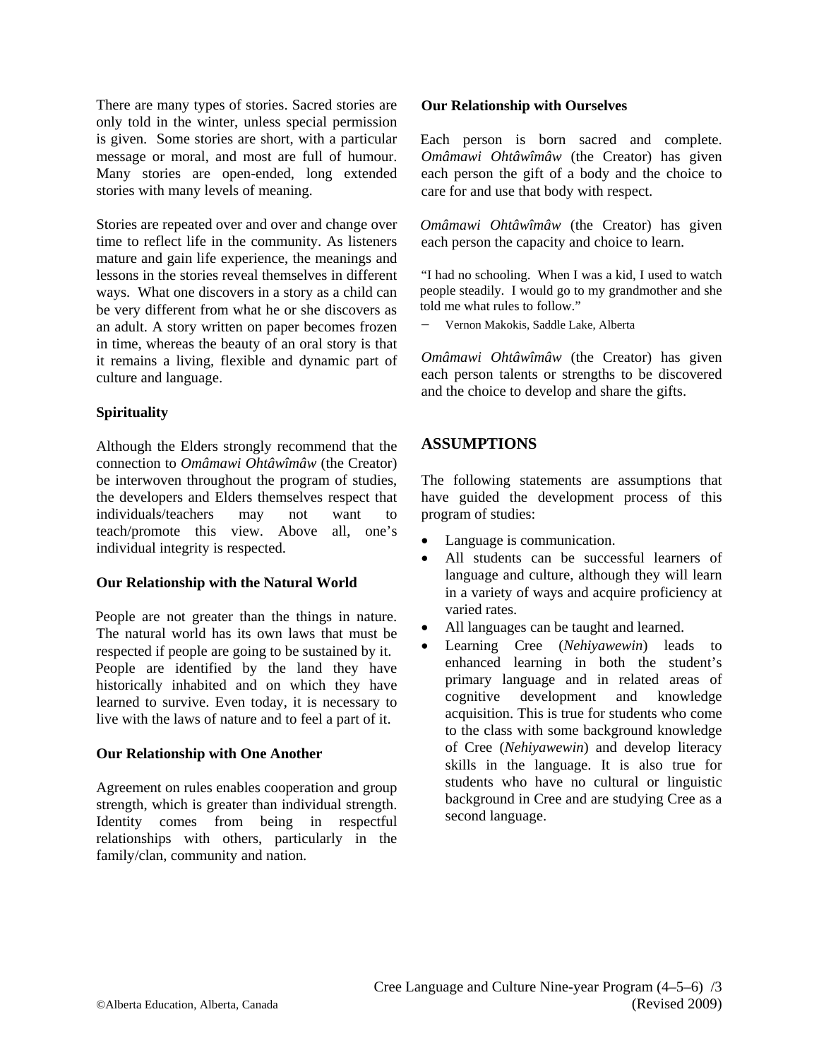There are many types of stories. Sacred stories are only told in the winter, unless special permission is given. Some stories are short, with a particular message or moral, and most are full of humour. Many stories are open-ended, long extended stories with many levels of meaning.

Stories are repeated over and over and change over time to reflect life in the community. As listeners mature and gain life experience, the meanings and lessons in the stories reveal themselves in different ways. What one discovers in a story as a child can be very different from what he or she discovers as an adult. A story written on paper becomes frozen in time, whereas the beauty of an oral story is that it remains a living, flexible and dynamic part of culture and language.

**Spirituality**

Although the Elders strongly recommend that the connection to *Omâmawi Ohtâwîmâw* (the Creator) be interwoven throughout the program of studies, the developers and Elders themselves respect that individuals/teachers may not want to teach/promote this view. Above all, one's individual integrity is respected.

**Our Relationship with the Natural World**

People are not greater than the things in nature. The natural world has its own laws that must be respected if people are going to be sustained by it. People are identified by the land they have historically inhabited and on which they have learned to survive. Even today, it is necessary to live with the laws of nature and to feel a part of it.

**Our Relationship with One Another**

Agreement on rules enables cooperation and group strength, which is greater than individual strength. Identity comes from being in respectful relationships with others, particularly in the family/clan, community and nation.

**Our Relationship with Ourselves**

Each person is born sacred and complete. *Omâmawi Ohtâwîmâw* (the Creator) has given each person the gift of a body and the choice to care for and use that body with respect.

*Omâmawi Ohtâwîmâw* (the Creator) has given each person the capacity and choice to learn.

> "I had no schooling. When I was a kid, I used to watch people steadily. I would go to my grandmother and she told me what rules to follow."
>
> − Vernon Makokis, Saddle Lake, Alberta

*Omâmawi Ohtâwîmâw* (the Creator) has given each person talents or strengths to be discovered and the choice to develop and share the gifts.

## ASSUMPTIONS

The following statements are assumptions that have guided the development process of this program of studies:

- Language is communication.
- All students can be successful learners of language and culture, although they will learn in a variety of ways and acquire proficiency at varied rates.
- All languages can be taught and learned.
- Learning Cree (*Nehiyawewin*) leads to enhanced learning in both the student's primary language and in related areas of cognitive development and knowledge acquisition. This is true for students who come to the class with some background knowledge of Cree (*Nehiyawewin*) and develop literacy skills in the language. It is also true for students who have no cultural or linguistic background in Cree and are studying Cree as a second language.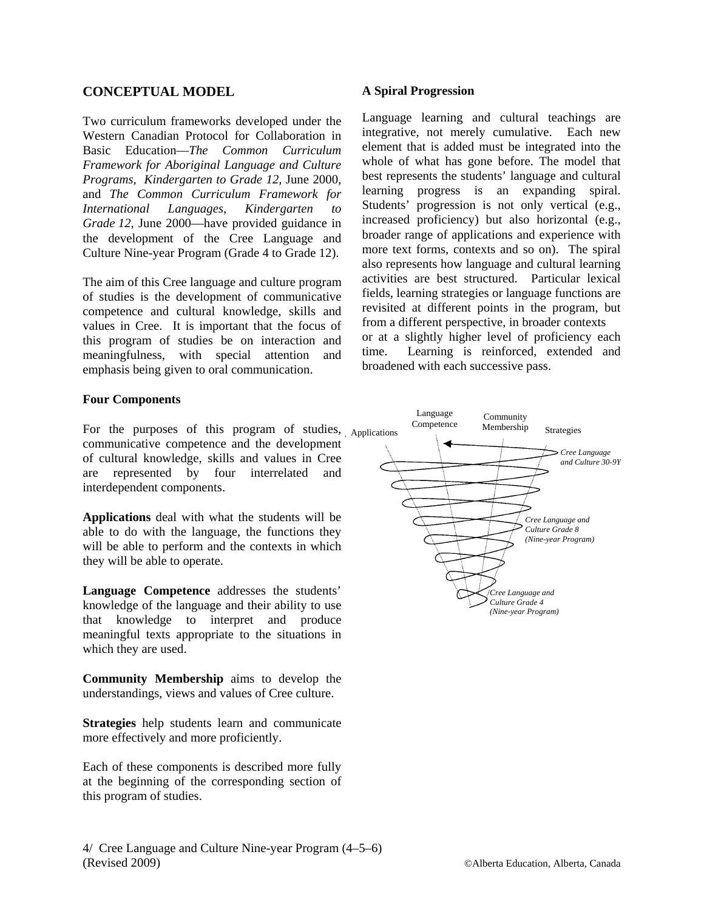## CONCEPTUAL MODEL

Two curriculum frameworks developed under the Western Canadian Protocol for Collaboration in Basic Education—*The Common Curriculum Framework for Aboriginal Language and Culture Programs, Kindergarten to Grade 12*, June 2000, and *The Common Curriculum Framework for International Languages, Kindergarten to Grade 12*, June 2000—have provided guidance in the development of the Cree Language and Culture Nine-year Program (Grade 4 to Grade 12).

The aim of this Cree language and culture program of studies is the development of communicative competence and cultural knowledge, skills and values in Cree. It is important that the focus of this program of studies be on interaction and meaningfulness, with special attention and emphasis being given to oral communication.

### Four Components

For the purposes of this program of studies, communicative competence and the development of cultural knowledge, skills and values in Cree are represented by four interrelated and interdependent components.

**Applications** deal with what the students will be able to do with the language, the functions they will be able to perform and the contexts in which they will be able to operate.

**Language Competence** addresses the students' knowledge of the language and their ability to use that knowledge to interpret and produce meaningful texts appropriate to the situations in which they are used.

**Community Membership** aims to develop the understandings, views and values of Cree culture.

**Strategies** help students learn and communicate more effectively and more proficiently.

Each of these components is described more fully at the beginning of the corresponding section of this program of studies.

### A Spiral Progression

Language learning and cultural teachings are integrative, not merely cumulative. Each new element that is added must be integrated into the whole of what has gone before. The model that best represents the students' language and cultural learning progress is an expanding spiral. Students' progression is not only vertical (e.g., increased proficiency) but also horizontal (e.g., broader range of applications and experience with more text forms, contexts and so on). The spiral also represents how language and cultural learning activities are best structured. Particular lexical fields, learning strategies or language functions are revisited at different points in the program, but from a different perspective, in broader contexts or at a slightly higher level of proficiency each time. Learning is reinforced, extended and broadened with each successive pass.

Applications | Language Competence | Community Membership | Strategies

*Cree Language and Culture 30-9Y*

*Cree Language and Culture Grade 8 (Nine-year Program)*

*Cree Language and Culture Grade 4 (Nine-year Program)*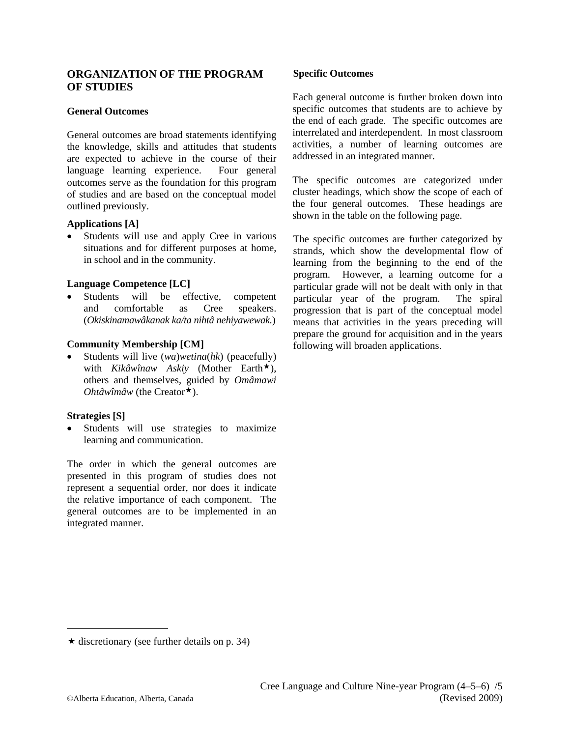## ORGANIZATION OF THE PROGRAM OF STUDIES

### General Outcomes

General outcomes are broad statements identifying the knowledge, skills and attitudes that students are expected to achieve in the course of their language learning experience. Four general outcomes serve as the foundation for this program of studies and are based on the conceptual model outlined previously.

**Applications [A]**

- Students will use and apply Cree in various situations and for different purposes at home, in school and in the community.

**Language Competence [LC]**

- Students will be effective, competent and comfortable as Cree speakers. (*Okiskinamawâkanak ka/ta nihtâ nehiyawewak.*)

**Community Membership [CM]**

- Students will live (*wa*)*wetina*(*hk*) (peacefully) with *Kikâwînaw Askiy* (Mother Earth★), others and themselves, guided by *Omâmawi Ohtâwîmâw* (the Creator★).

**Strategies [S]**

- Students will use strategies to maximize learning and communication.

The order in which the general outcomes are presented in this program of studies does not represent a sequential order, nor does it indicate the relative importance of each component. The general outcomes are to be implemented in an integrated manner.

### Specific Outcomes

Each general outcome is further broken down into specific outcomes that students are to achieve by the end of each grade. The specific outcomes are interrelated and interdependent. In most classroom activities, a number of learning outcomes are addressed in an integrated manner.

The specific outcomes are categorized under cluster headings, which show the scope of each of the four general outcomes. These headings are shown in the table on the following page.

The specific outcomes are further categorized by strands, which show the developmental flow of learning from the beginning to the end of the program. However, a learning outcome for a particular grade will not be dealt with only in that particular year of the program. The spiral progression that is part of the conceptual model means that activities in the years preceding will prepare the ground for acquisition and in the years following will broaden applications.

---

★ discretionary (see further details on p. 34)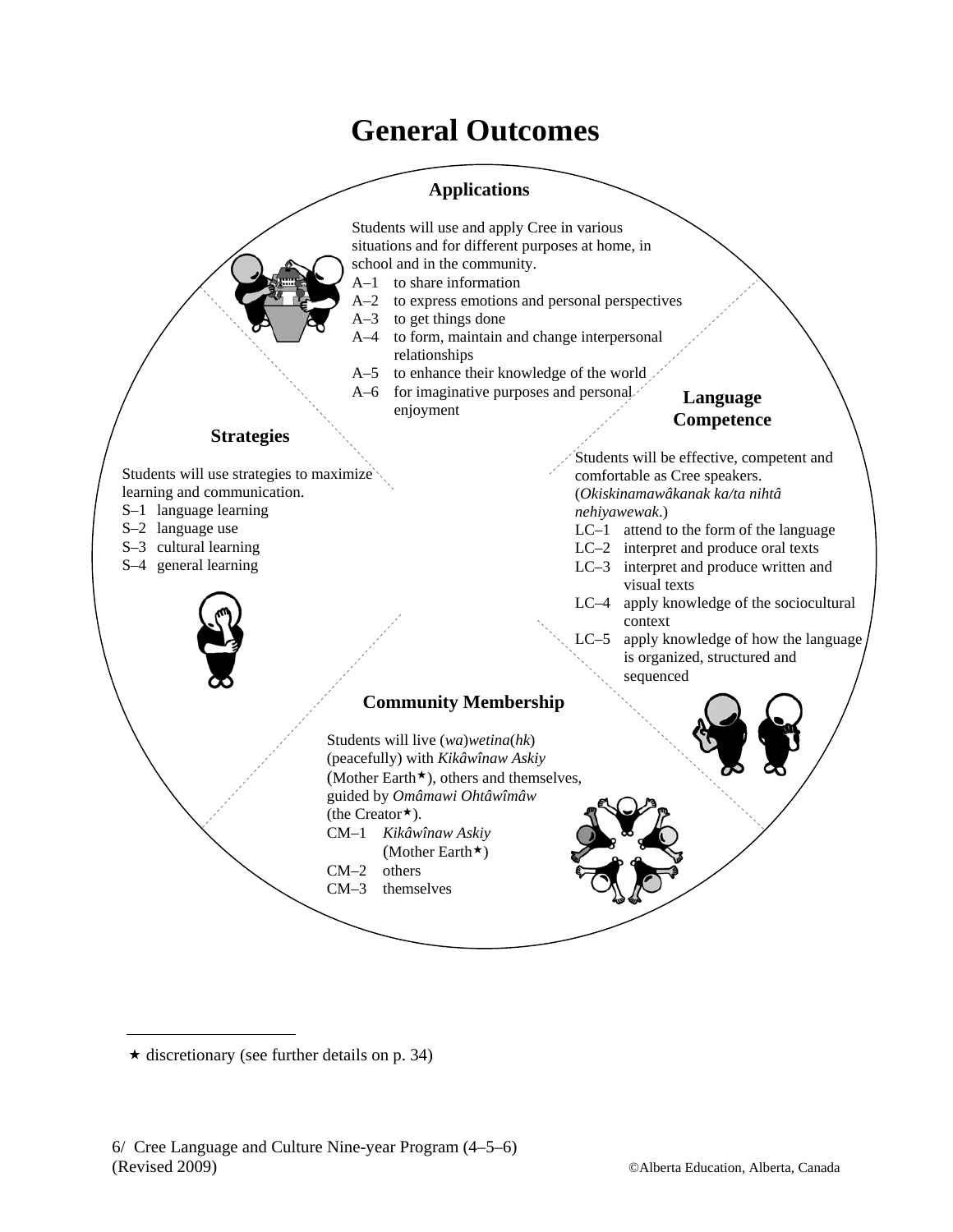# General Outcomes

## Applications

Students will use and apply Cree in various situations and for different purposes at home, in school and in the community.

- A–1 to share information
- A–2 to express emotions and personal perspectives
- A–3 to get things done
- A–4 to form, maintain and change interpersonal relationships
- A–5 to enhance their knowledge of the world
- A–6 for imaginative purposes and personal enjoyment

## Language Competence

Students will be effective, competent and comfortable as Cree speakers. (*Okiskinamawâkanak ka/ta nihtâ nehiyawewak*.)

- LC–1 attend to the form of the language
- LC–2 interpret and produce oral texts
- LC–3 interpret and produce written and visual texts
- LC–4 apply knowledge of the sociocultural context
- LC–5 apply knowledge of how the language is organized, structured and sequenced

## Community Membership

Students will live (*wa*)*wetina*(*hk*) (peacefully) with *Kikâwînaw Askiy* (Mother Earth★), others and themselves, guided by *Omâmawi Ohtâwîmâw* (the Creator★).

- CM–1 *Kikâwînaw Askiy* (Mother Earth★)
- CM–2 others
- CM–3 themselves

## Strategies

Students will use strategies to maximize learning and communication.

- S–1 language learning
- S–2 language use
- S–3 cultural learning
- S–4 general learning

★ discretionary (see further details on p. 34)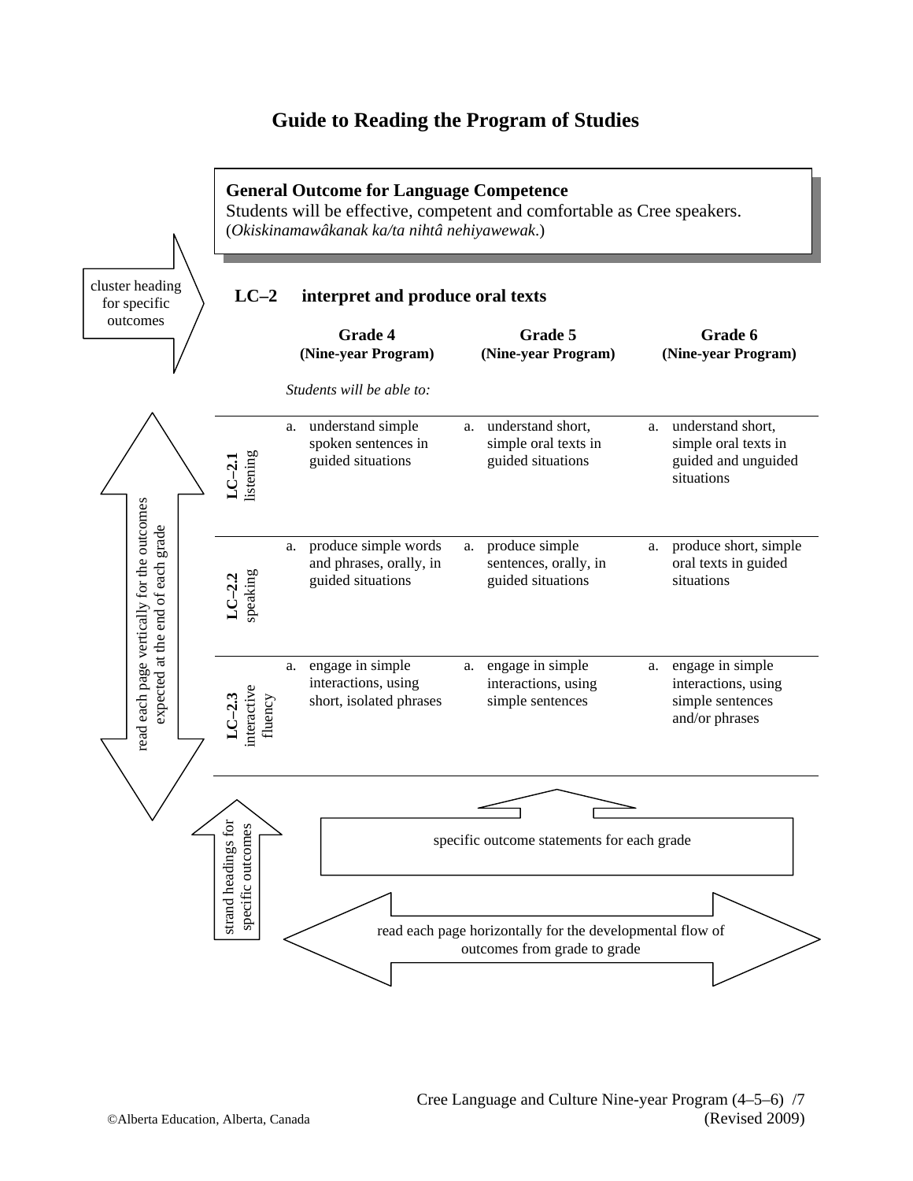# Guide to Reading the Program of Studies

**General Outcome for Language Competence**
Students will be effective, competent and comfortable as Cree speakers.
(*Okiskinamawâkanak ka/ta nihtâ nehiyawewak*.)

cluster heading for specific outcomes

**LC–2 interpret and produce oral texts**

*Students will be able to:*

| | Grade 4 (Nine-year Program) | Grade 5 (Nine-year Program) | Grade 6 (Nine-year Program) |
|---|---|---|---|
| **LC–2.1** listening | a. understand simple spoken sentences in guided situations | a. understand short, simple oral texts in guided situations | a. understand short, simple oral texts in guided and unguided situations |
| **LC–2.2** speaking | a. produce simple words and phrases, orally, in guided situations | a. produce simple sentences, orally, in guided situations | a. produce short, simple oral texts in guided situations |
| **LC–2.3** interactive fluency | a. engage in simple interactions, using short, isolated phrases | a. engage in simple interactions, using simple sentences | a. engage in simple interactions, using simple sentences and/or phrases |

read each page vertically for the outcomes expected at the end of each grade

strand headings for specific outcomes

specific outcome statements for each grade

read each page horizontally for the developmental flow of outcomes from grade to grade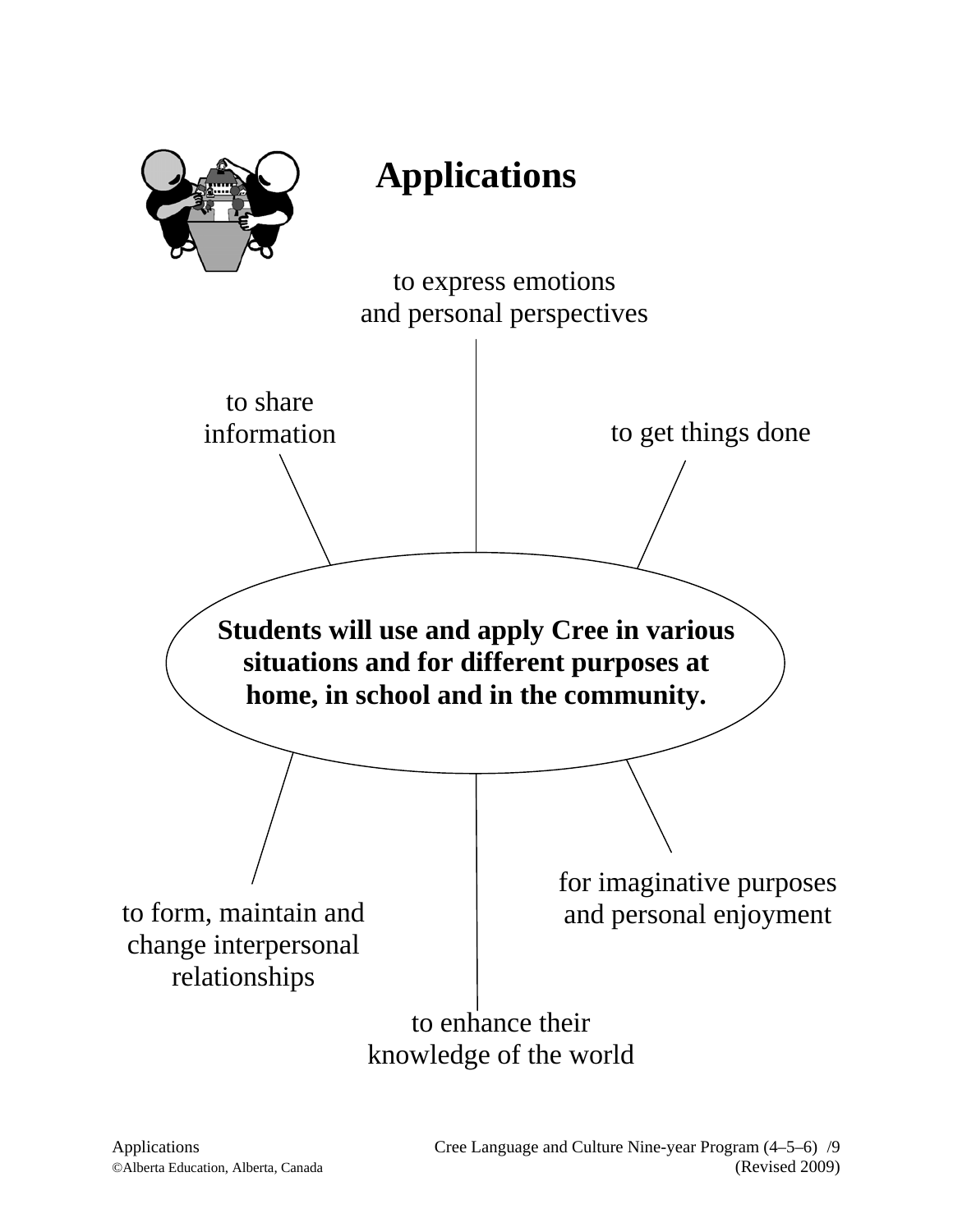# Applications

**Students will use and apply Cree in various situations and for different purposes at home, in school and in the community.**

- to express emotions and personal perspectives
- to get things done
- for imaginative purposes and personal enjoyment
- to enhance their knowledge of the world
- to form, maintain and change interpersonal relationships
- to share information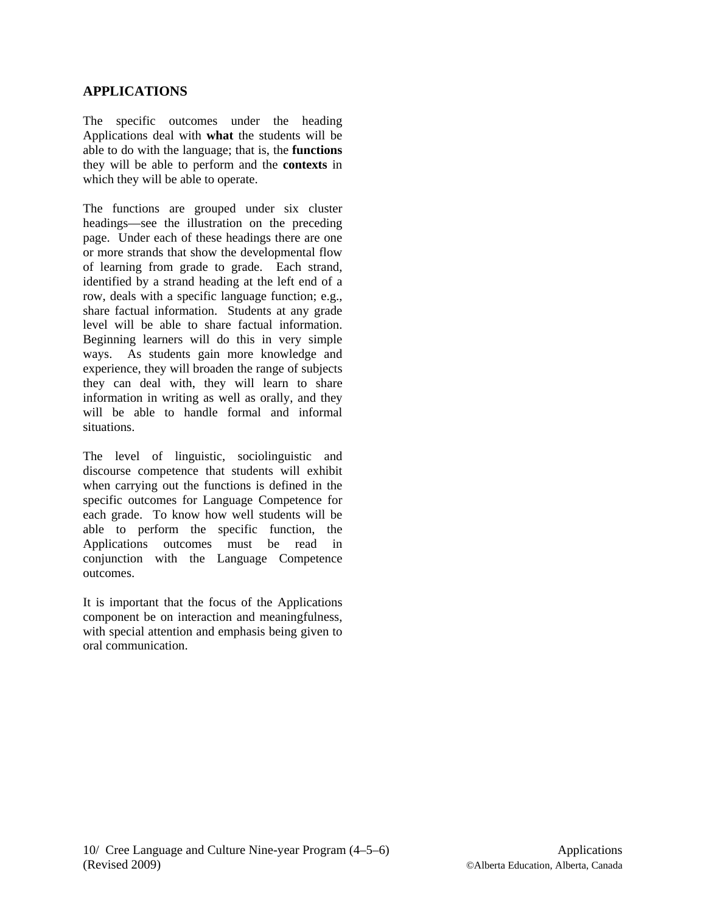## APPLICATIONS

The specific outcomes under the heading Applications deal with **what** the students will be able to do with the language; that is, the **functions** they will be able to perform and the **contexts** in which they will be able to operate.

The functions are grouped under six cluster headings—see the illustration on the preceding page. Under each of these headings there are one or more strands that show the developmental flow of learning from grade to grade. Each strand, identified by a strand heading at the left end of a row, deals with a specific language function; e.g., share factual information. Students at any grade level will be able to share factual information. Beginning learners will do this in very simple ways. As students gain more knowledge and experience, they will broaden the range of subjects they can deal with, they will learn to share information in writing as well as orally, and they will be able to handle formal and informal situations.

The level of linguistic, sociolinguistic and discourse competence that students will exhibit when carrying out the functions is defined in the specific outcomes for Language Competence for each grade. To know how well students will be able to perform the specific function, the Applications outcomes must be read in conjunction with the Language Competence outcomes.

It is important that the focus of the Applications component be on interaction and meaningfulness, with special attention and emphasis being given to oral communication.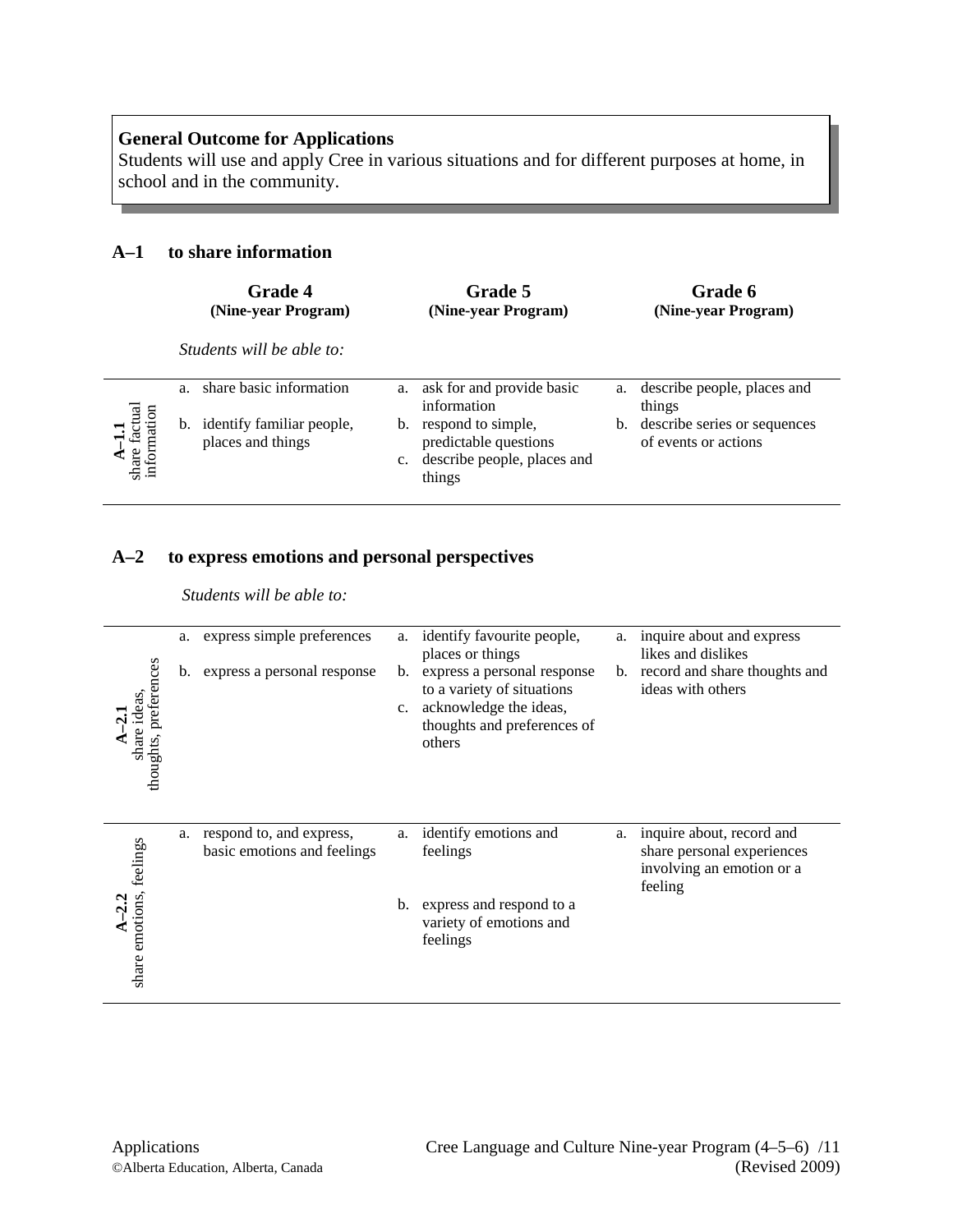**General Outcome for Applications**
Students will use and apply Cree in various situations and for different purposes at home, in school and in the community.

## A–1 to share information

| | Grade 4 (Nine-year Program) | Grade 5 (Nine-year Program) | Grade 6 (Nine-year Program) |
|---|---|---|---|
| | *Students will be able to:* | | |
| **A–1.1** share factual information | a. share basic information<br>b. identify familiar people, places and things | a. ask for and provide basic information<br>b. respond to simple, predictable questions<br>c. describe people, places and things | a. describe people, places and things<br>b. describe series or sequences of events or actions |

## A–2 to express emotions and personal perspectives

*Students will be able to:*

| | Grade 4 | Grade 5 | Grade 6 |
|---|---|---|---|
| **A–2.1** share ideas, thoughts, preferences | a. express simple preferences<br>b. express a personal response | a. identify favourite people, places or things<br>b. express a personal response to a variety of situations<br>c. acknowledge the ideas, thoughts and preferences of others | a. inquire about and express likes and dislikes<br>b. record and share thoughts and ideas with others |
| **A–2.2** share emotions, feelings | a. respond to, and express, basic emotions and feelings | a. identify emotions and feelings<br>b. express and respond to a variety of emotions and feelings | a. inquire about, record and share personal experiences involving an emotion or a feeling |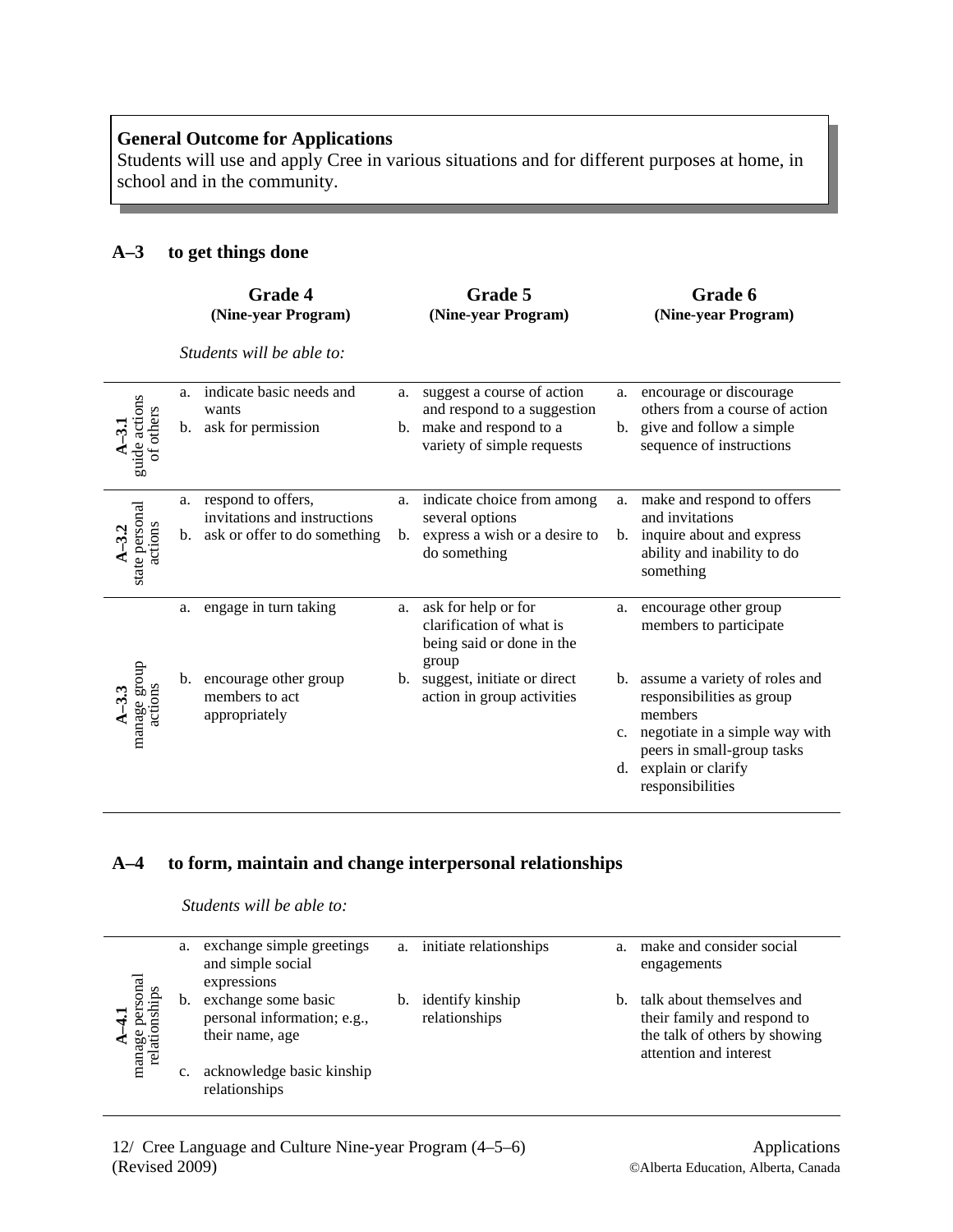**General Outcome for Applications**
Students will use and apply Cree in various situations and for different purposes at home, in school and in the community.

## A–3 to get things done

*Students will be able to:*

| | Grade 4 (Nine-year Program) | Grade 5 (Nine-year Program) | Grade 6 (Nine-year Program) |
|---|---|---|---|
| **A–3.1** guide actions of others | a. indicate basic needs and wants<br>b. ask for permission | a. suggest a course of action and respond to a suggestion<br>b. make and respond to a variety of simple requests | a. encourage or discourage others from a course of action<br>b. give and follow a simple sequence of instructions |
| **A–3.2** state personal actions | a. respond to offers, invitations and instructions<br>b. ask or offer to do something | a. indicate choice from among several options<br>b. express a wish or a desire to do something | a. make and respond to offers and invitations<br>b. inquire about and express ability and inability to do something |
| **A–3.3** manage group actions | a. engage in turn taking<br>b. encourage other group members to act appropriately | a. ask for help or for clarification of what is being said or done in the group<br>b. suggest, initiate or direct action in group activities | a. encourage other group members to participate<br>b. assume a variety of roles and responsibilities as group members<br>c. negotiate in a simple way with peers in small-group tasks<br>d. explain or clarify responsibilities |

## A–4 to form, maintain and change interpersonal relationships

*Students will be able to:*

| | Grade 4 (Nine-year Program) | Grade 5 (Nine-year Program) | Grade 6 (Nine-year Program) |
|---|---|---|---|
| **A–4.1** manage personal relationships | a. exchange simple greetings and simple social expressions<br>b. exchange some basic personal information; e.g., their name, age<br>c. acknowledge basic kinship relationships | a. initiate relationships<br>b. identify kinship relationships | a. make and consider social engagements<br>b. talk about themselves and their family and respond to the talk of others by showing attention and interest |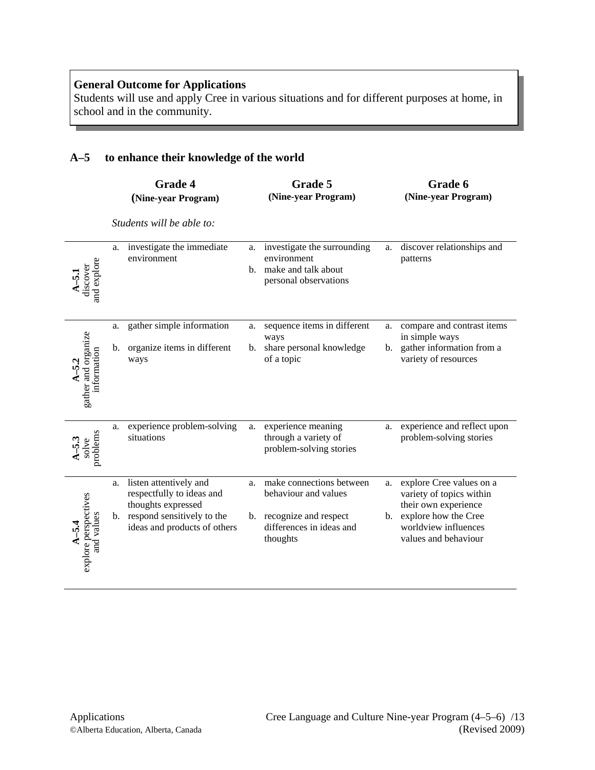**General Outcome for Applications**
Students will use and apply Cree in various situations and for different purposes at home, in school and in the community.

## A–5 to enhance their knowledge of the world

*Students will be able to:*

| | Grade 4 (Nine-year Program) | Grade 5 (Nine-year Program) | Grade 6 (Nine-year Program) |
|---|---|---|---|
| **A–5.1** discover and explore | a. investigate the immediate environment | a. investigate the surrounding environment<br>b. make and talk about personal observations | a. discover relationships and patterns |
| **A–5.2** gather and organize information | a. gather simple information<br>b. organize items in different ways | a. sequence items in different ways<br>b. share personal knowledge of a topic | a. compare and contrast items in simple ways<br>b. gather information from a variety of resources |
| **A–5.3** solve problems | a. experience problem-solving situations | a. experience meaning through a variety of problem-solving stories | a. experience and reflect upon problem-solving stories |
| **A–5.4** explore perspectives and values | a. listen attentively and respectfully to ideas and thoughts expressed<br>b. respond sensitively to the ideas and products of others | a. make connections between behaviour and values<br>b. recognize and respect differences in ideas and thoughts | a. explore Cree values on a variety of topics within their own experience<br>b. explore how the Cree worldview influences values and behaviour |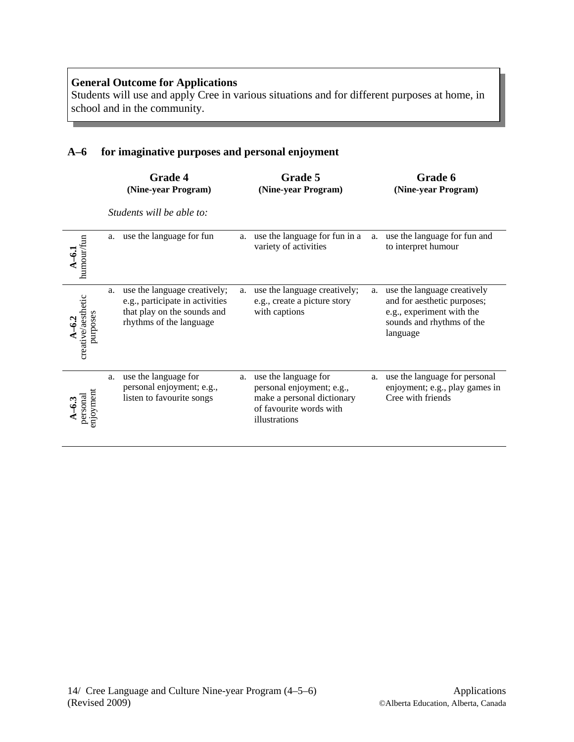**General Outcome for Applications**
Students will use and apply Cree in various situations and for different purposes at home, in school and in the community.

## A–6 for imaginative purposes and personal enjoyment

*Students will be able to:*

| | Grade 4 (Nine-year Program) | Grade 5 (Nine-year Program) | Grade 6 (Nine-year Program) |
|---|---|---|---|
| **A–6.1** humour/fun | a. use the language for fun | a. use the language for fun in a variety of activities | a. use the language for fun and to interpret humour |
| **A–6.2** creative/aesthetic purposes | a. use the language creatively; e.g., participate in activities that play on the sounds and rhythms of the language | a. use the language creatively; e.g., create a picture story with captions | a. use the language creatively and for aesthetic purposes; e.g., experiment with the sounds and rhythms of the language |
| **A–6.3** personal enjoyment | a. use the language for personal enjoyment; e.g., listen to favourite songs | a. use the language for personal enjoyment; e.g., make a personal dictionary of favourite words with illustrations | a. use the language for personal enjoyment; e.g., play games in Cree with friends |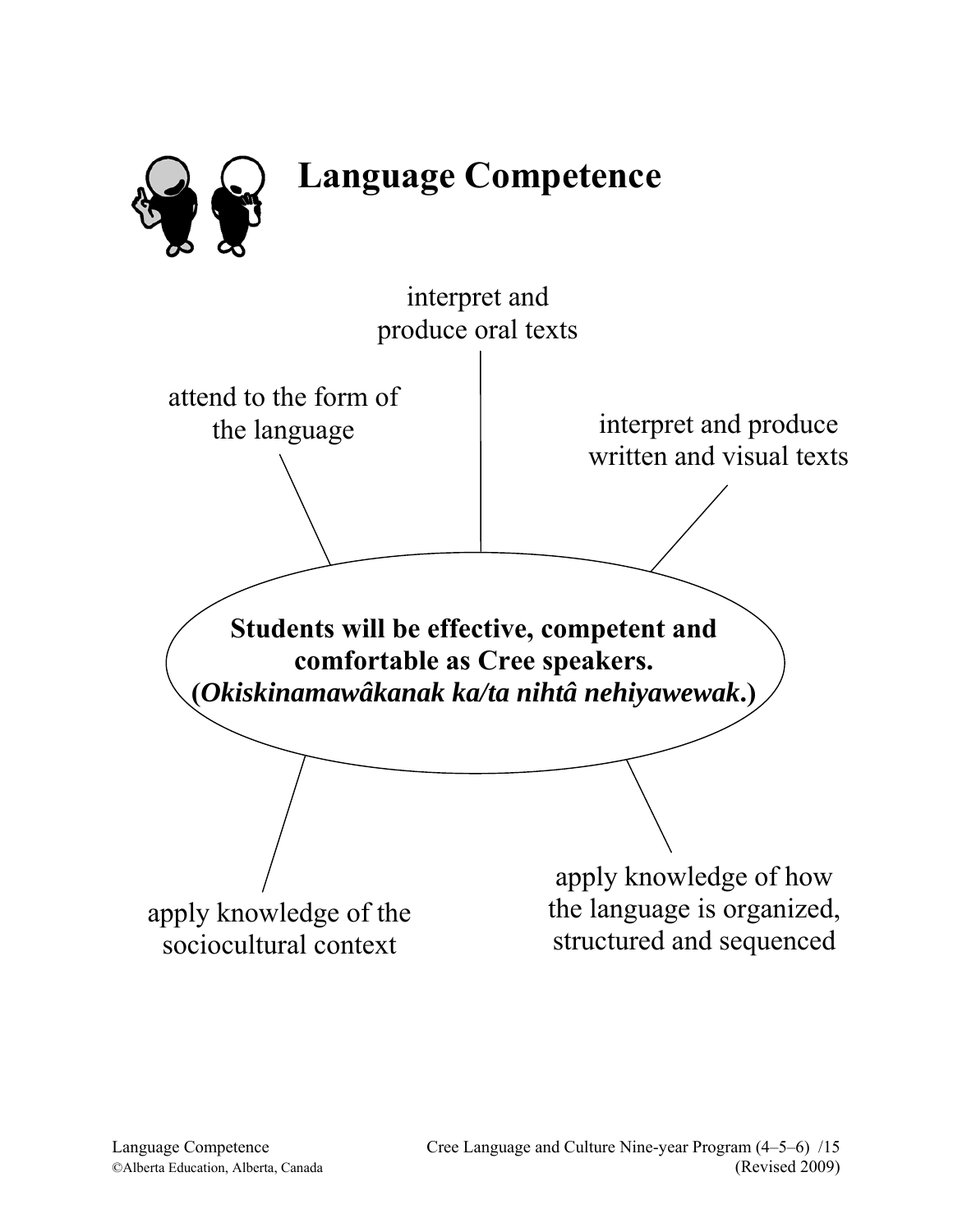# Language Competence

interpret and produce oral texts

attend to the form of the language

interpret and produce written and visual texts

**Students will be effective, competent and comfortable as Cree speakers.**
**(*Okiskinamawâkanak ka/ta nihtâ nehiyawewak*.)**

apply knowledge of the sociocultural context

apply knowledge of how the language is organized, structured and sequenced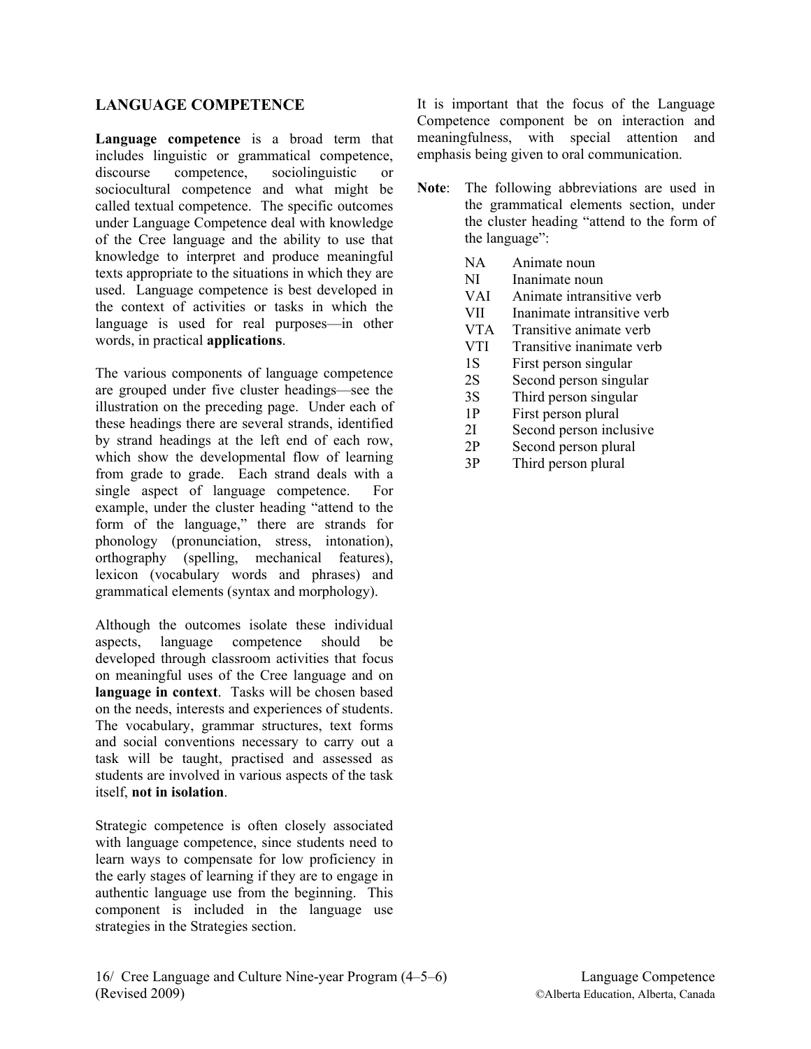## LANGUAGE COMPETENCE

**Language competence** is a broad term that includes linguistic or grammatical competence, discourse competence, sociolinguistic or sociocultural competence and what might be called textual competence. The specific outcomes under Language Competence deal with knowledge of the Cree language and the ability to use that knowledge to interpret and produce meaningful texts appropriate to the situations in which they are used. Language competence is best developed in the context of activities or tasks in which the language is used for real purposes—in other words, in practical **applications**.

The various components of language competence are grouped under five cluster headings—see the illustration on the preceding page. Under each of these headings there are several strands, identified by strand headings at the left end of each row, which show the developmental flow of learning from grade to grade. Each strand deals with a single aspect of language competence. For example, under the cluster heading "attend to the form of the language," there are strands for phonology (pronunciation, stress, intonation), orthography (spelling, mechanical features), lexicon (vocabulary words and phrases) and grammatical elements (syntax and morphology).

Although the outcomes isolate these individual aspects, language competence should be developed through classroom activities that focus on meaningful uses of the Cree language and on **language in context**. Tasks will be chosen based on the needs, interests and experiences of students. The vocabulary, grammar structures, text forms and social conventions necessary to carry out a task will be taught, practised and assessed as students are involved in various aspects of the task itself, **not in isolation**.

Strategic competence is often closely associated with language competence, since students need to learn ways to compensate for low proficiency in the early stages of learning if they are to engage in authentic language use from the beginning. This component is included in the language use strategies in the Strategies section.

It is important that the focus of the Language Competence component be on interaction and meaningfulness, with special attention and emphasis being given to oral communication.

**Note**: The following abbreviations are used in the grammatical elements section, under the cluster heading "attend to the form of the language":

| | |
|---|---|
| NA | Animate noun |
| NI | Inanimate noun |
| VAI | Animate intransitive verb |
| VII | Inanimate intransitive verb |
| VTA | Transitive animate verb |
| VTI | Transitive inanimate verb |
| 1S | First person singular |
| 2S | Second person singular |
| 3S | Third person singular |
| 1P | First person plural |
| 2I | Second person inclusive |
| 2P | Second person plural |
| 3P | Third person plural |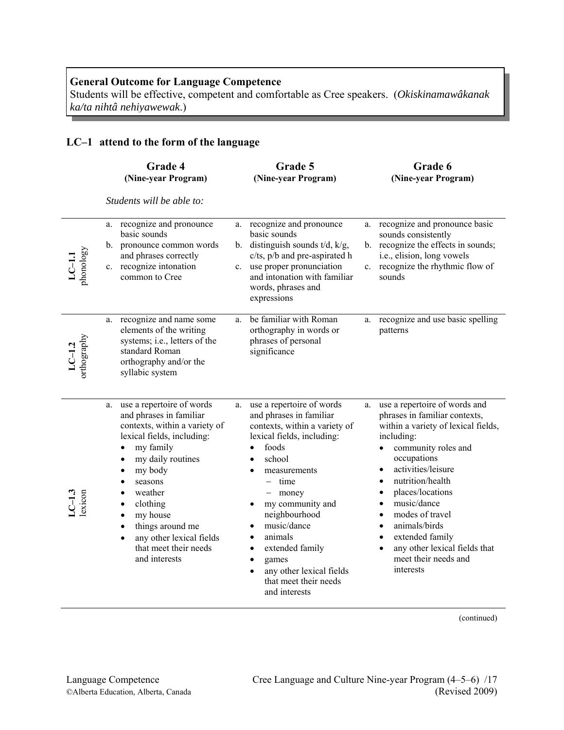**General Outcome for Language Competence**
Students will be effective, competent and comfortable as Cree speakers. (*Okiskinamawâkanak ka/ta nihtâ nehiyawewak.*)

## LC–1 attend to the form of the language

| | Grade 4 (Nine-year Program) | Grade 5 (Nine-year Program) | Grade 6 (Nine-year Program) |
|---|---|---|---|
| | *Students will be able to:* | | |
| **LC–1.1** phonology | a. recognize and pronounce basic sounds<br>b. pronounce common words and phrases correctly<br>c. recognize intonation common to Cree | a. recognize and pronounce basic sounds<br>b. distinguish sounds t/d, k/g, c/ts, p/b and pre-aspirated h<br>c. use proper pronunciation and intonation with familiar words, phrases and expressions | a. recognize and pronounce basic sounds consistently<br>b. recognize the effects in sounds; i.e., elision, long vowels<br>c. recognize the rhythmic flow of sounds |
| **LC–1.2** orthography | a. recognize and name some elements of the writing systems; i.e., letters of the standard Roman orthography and/or the syllabic system | a. be familiar with Roman orthography in words or phrases of personal significance | a. recognize and use basic spelling patterns |
| **LC–1.3** lexicon | a. use a repertoire of words and phrases in familiar contexts, within a variety of lexical fields, including:<br>• my family<br>• my daily routines<br>• my body<br>• seasons<br>• weather<br>• clothing<br>• my house<br>• things around me<br>• any other lexical fields that meet their needs and interests | a. use a repertoire of words and phrases in familiar contexts, within a variety of lexical fields, including:<br>• foods<br>• school<br>• measurements<br>  – time<br>  – money<br>• my community and neighbourhood<br>• music/dance<br>• animals<br>• extended family<br>• games<br>• any other lexical fields that meet their needs and interests | a. use a repertoire of words and phrases in familiar contexts, within a variety of lexical fields, including:<br>• community roles and occupations<br>• activities/leisure<br>• nutrition/health<br>• places/locations<br>• music/dance<br>• modes of travel<br>• animals/birds<br>• extended family<br>• any other lexical fields that meet their needs and interests |

(continued)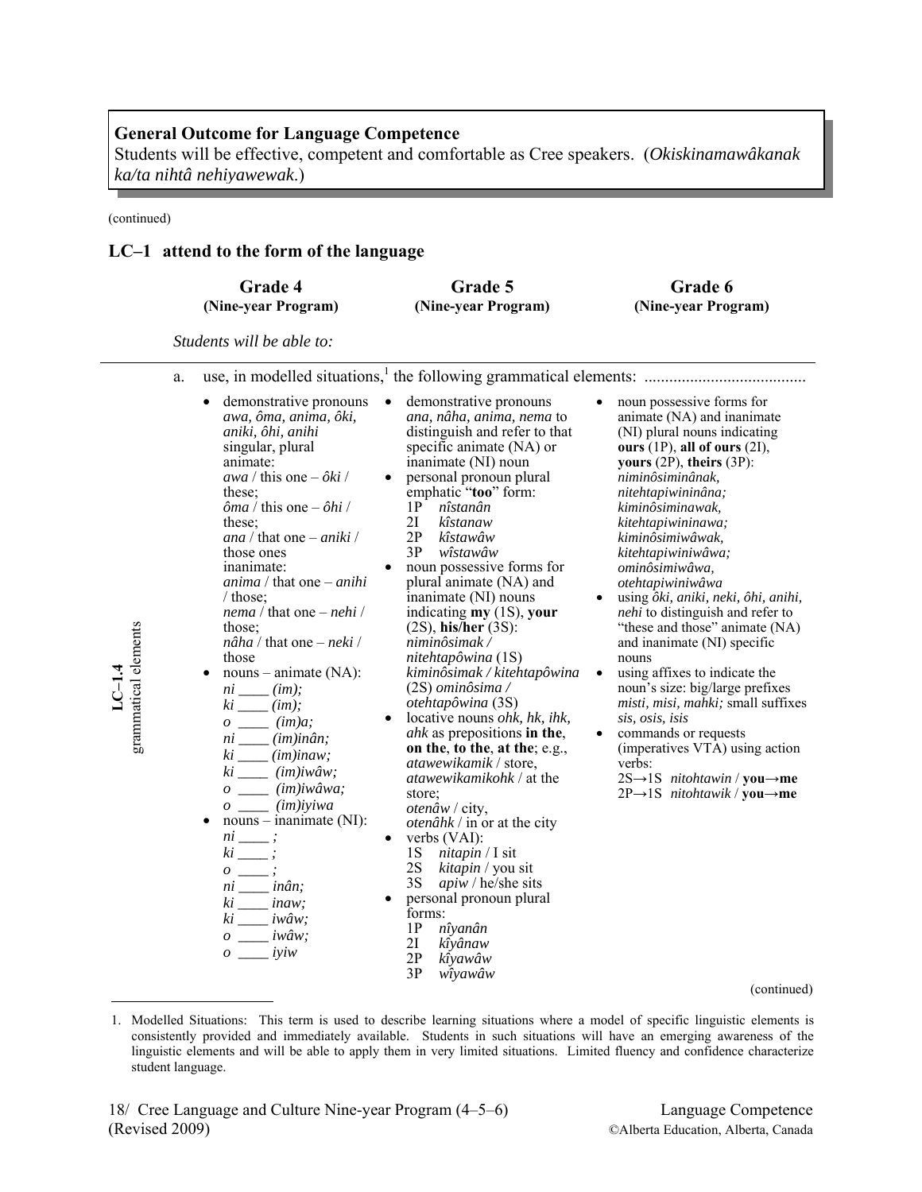**General Outcome for Language Competence**
Students will be effective, competent and comfortable as Cree speakers. (*Okiskinamawâkanak ka/ta nihtâ nehiyawewak.*)

(continued)

## LC–1 attend to the form of the language

**LC–1.4 grammatical elements**

*Students will be able to:*

a. use, in modelled situations,[1] the following grammatical elements: ......................................

### Grade 4 (Nine-year Program)

- demonstrative pronouns *awa, ôma, anima, ôki, aniki, ôhi, anihi* singular, plural
  animate:
  *awa* / this one – *ôki* / these;
  *ôma* / this one – *ôhi* / these;
  *ana* / that one – *aniki* / those ones
  inanimate:
  *anima* / that one – *anihi* / those;
  *nema* / that one – *nehi* / those;
  *nâha* / that one – *neki* / those
- nouns – animate (NA):
  *ni ____ (im);*
  *ki ____ (im);*
  *o ____ (im)a;*
  *ni ____ (im)inân;*
  *ki ____ (im)inaw;*
  *ki ____ (im)iwâw;*
  *o ____ (im)iwâwa;*
  *o ____ (im)iyiwa*
- nouns – inanimate (NI):
  *ni ____ ;*
  *ki ____ ;*
  *o ____ ;*
  *ni ____ inân;*
  *ki ____ inaw;*
  *ki ____ iwâw;*
  *o ____ iwâw;*
  *o ____ iyiw*

### Grade 5 (Nine-year Program)

- demonstrative pronouns *ana, nâha, anima, nema* to distinguish and refer to that specific animate (NA) or inanimate (NI) noun
- personal pronoun plural emphatic "**too**" form:
  1P *nîstanân*
  2I *kîstanaw*
  2P *kîstawâw*
  3P *wîstawâw*
- noun possessive forms for plural animate (NA) and inanimate (NI) nouns indicating **my** (1S), **your** (2S), **his/her** (3S):
  *niminôsimak / nitehtapôwina* (1S)
  *kiminôsimak / kitehtapôwina* (2S) *ominôsima / otehtapôwina* (3S)
- locative nouns *ohk, hk, ihk, ahk* as prepositions **in the**, **on the**, **to the**, **at the**; e.g., *atawewikamik* / store, *atawewikamikohk* / at the store;
  *otenâw* / city,
  *otenâhk* / in or at the city
- verbs (VAI):
  1S *nitapin* / I sit
  2S *kitapin* / you sit
  3S *apiw* / he/she sits
- personal pronoun plural forms:
  1P *nîyanân*
  2I *kîyânaw*
  2P *kîyawâw*
  3P *wîyawâw*

### Grade 6 (Nine-year Program)

- noun possessive forms for animate (NA) and inanimate (NI) plural nouns indicating **ours** (1P), **all of ours** (2I), **yours** (2P), **theirs** (3P):
  *niminôsiminânak, nitehtapiwininâna; kiminôsiminawak, kitehtapiwininawa; kiminôsimiwâwak, kitehtapiwiniwâwa; ominôsimiwâwa, otehtapiwiniwâwa*
- using *ôki, aniki, neki, ôhi, anihi, nehi* to distinguish and refer to "these and those" animate (NA) and inanimate (NI) specific nouns
- using affixes to indicate the noun's size: big/large prefixes *misti, misi, mahki;* small suffixes *sis, osis, isis*
- commands or requests (imperatives VTA) using action verbs:
  2S→1S *nitohtawin* / **you→me**
  2P→1S *nitohtawik* / **you→me**

(continued)

1. Modelled Situations: This term is used to describe learning situations where a model of specific linguistic elements is consistently provided and immediately available. Students in such situations will have an emerging awareness of the linguistic elements and will be able to apply them in very limited situations. Limited fluency and confidence characterize student language.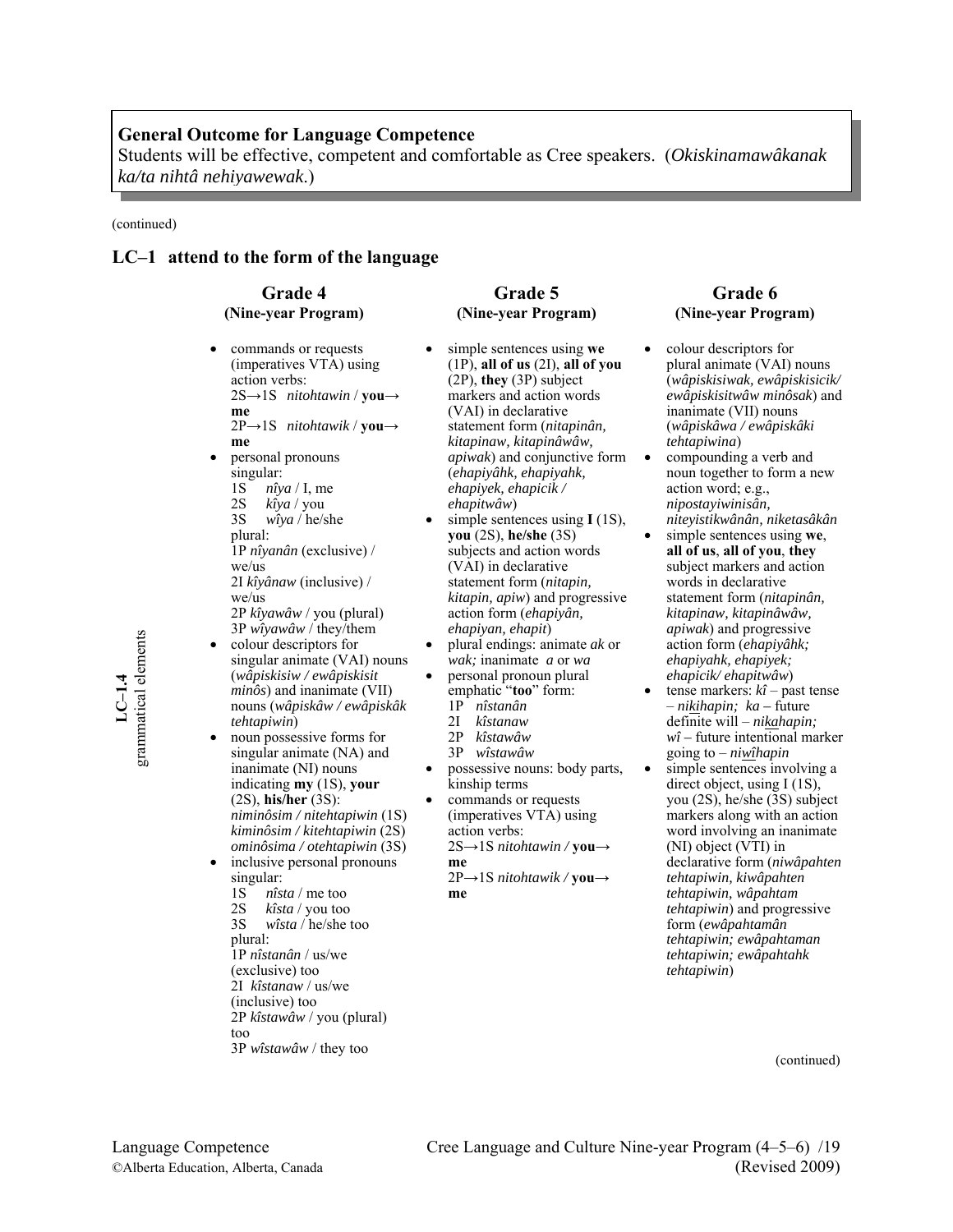**General Outcome for Language Competence**
Students will be effective, competent and comfortable as Cree speakers. (*Okiskinamawâkanak ka/ta nihtâ nehiyawewak*.)

(continued)

## LC–1 attend to the form of the language

**LC–1.4 grammatical elements**

### Grade 4 (Nine-year Program)

- commands or requests (imperatives VTA) using action verbs:
  2S→1S *nitohtawin* / **you→ me**
  2P→1S *nitohtawik* / **you→ me**
- personal pronouns
  singular:
  1S *nîya* / I, me
  2S *kîya* / you
  3S *wîya* / he/she
  plural:
  1P *nîyanân* (exclusive) / we/us
  2I *kîyânaw* (inclusive) / we/us
  2P *kîyawâw* / you (plural)
  3P *wîyawâw* / they/them
- colour descriptors for singular animate (VAI) nouns (*wâpiskisiw / ewâpiskisit minôs*) and inanimate (VII) nouns (*wâpiskâw / ewâpiskâk tehtapiwin*)
- noun possessive forms for singular animate (NA) and inanimate (NI) nouns indicating **my** (1S), **your** (2S), **his/her** (3S):
  *niminôsim / nitehtapiwin* (1S)
  *kiminôsim / kitehtapiwin* (2S)
  *ominôsima / otehtapiwin* (3S)
- inclusive personal pronouns
  singular:
  1S *nîsta* / me too
  2S *kîsta* / you too
  3S *wîsta* / he/she too
  plural:
  1P *nîstanân* / us/we (exclusive) too
  2I *kîstanaw* / us/we (inclusive) too
  2P *kîstawâw* / you (plural) too
  3P *wîstawâw* / they too

### Grade 5 (Nine-year Program)

- simple sentences using **we** (1P), **all of us** (2I), **all of you** (2P), **they** (3P) subject markers and action words (VAI) in declarative statement form (*nitapinân, kitapinaw, kitapinâwâw, apiwak*) and conjunctive form (*ehapiyâhk, ehapiyahk, ehapiyek, ehapicik / ehapitwâw*)
- simple sentences using **I** (1S), **you** (2S), **he/she** (3S) subjects and action words (VAI) in declarative statement form (*nitapin, kitapin, apiw*) and progressive action form (*ehapiyân, ehapiyan, ehapit*)
- plural endings: animate *ak* or *wak;* inanimate *a* or *wa*
- personal pronoun plural emphatic "**too**" form:
  1P *nîstanân*
  2I *kîstanaw*
  2P *kîstawâw*
  3P *wîstawâw*
- possessive nouns: body parts, kinship terms
- commands or requests (imperatives VTA) using action verbs:
  2S→1S *nitohtawin /* **you→ me**
  2P→1S *nitohtawik /* **you→ me**

### Grade 6 (Nine-year Program)

- colour descriptors for plural animate (VAI) nouns (*wâpiskisiwak, ewâpiskisicik/ ewâpiskisitwâw minôsak*) and inanimate (VII) nouns (*wâpiskâwa / ewâpiskâki tehtapiwina*)
- compounding a verb and noun together to form a new action word; e.g., *nipostayiwinisân, niteyistikwânân, niketasâkân*
- simple sentences using **we**, **all of us**, **all of you**, **they** subject markers and action words in declarative statement form (*nitapinân, kitapinaw, kitapinâwâw, apiwak*) and progressive action form (*ehapiyâhk; ehapiyahk, ehapiyek; ehapicik/ ehapitwâw*)
- tense markers: *kî* – past tense – *nikihapin; ka* **–** future definite will – *nikahapin; wî* **–** future intentional marker going to – *niwîhapin*
- simple sentences involving a direct object, using I (1S), you (2S), he/she (3S) subject markers along with an action word involving an inanimate (NI) object (VTI) in declarative form (*niwâpahten tehtapiwin, kiwâpahten tehtapiwin, wâpahtam tehtapiwin*) and progressive form (*ewâpahtamân tehtapiwin; ewâpahtaman tehtapiwin; ewâpahtahk tehtapiwin*)

(continued)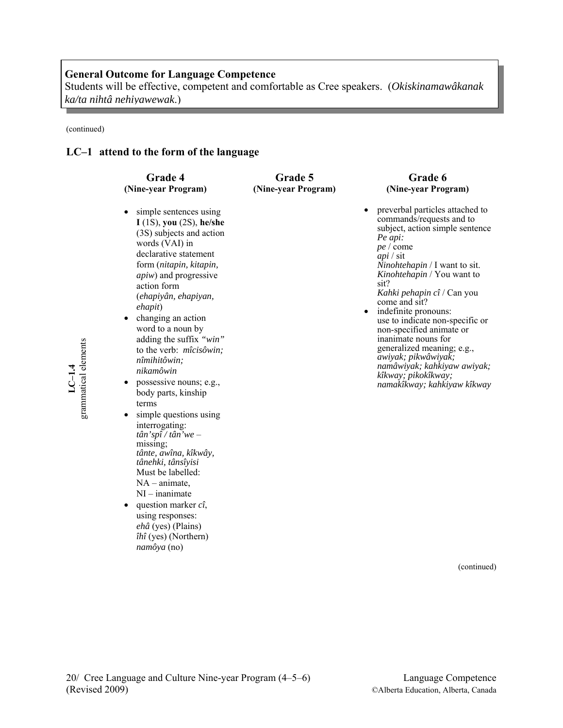**General Outcome for Language Competence**
Students will be effective, competent and comfortable as Cree speakers. (*Okiskinamawâkanak ka/ta nihtâ nehiyawewak*.)

(continued)

## LC–1 attend to the form of the language

| | Grade 4 (Nine-year Program) | Grade 5 (Nine-year Program) | Grade 6 (Nine-year Program) |
|---|---|---|---|
| **LC–1.4** grammatical elements | • simple sentences using **I** (1S), **you** (2S), **he/she** (3S) subjects and action words (VAI) in declarative statement form (*nitapin, kitapin, apiw*) and progressive action form (*ehapiyân, ehapiyan, ehapit*)<br>• changing an action word to a noun by adding the suffix *"win"* to the verb: *mîcisôwin; nîmihitôwin; nikamôwin*<br>• possessive nouns; e.g., body parts, kinship terms<br>• simple questions using interrogating: *tân'spî / tân'we* – missing; *tânte, awîna, kîkwây, tânehki, tânsîyisi* Must be labelled: NA – animate, NI – inanimate<br>• question marker *cî*, using responses: *ehâ* (yes) (Plains) *îhî* (yes) (Northern) *namôya* (no) | | • preverbal particles attached to commands/requests and to subject, action simple sentence *Pe api:* *pe* / come *api* / sit *Ninohtehapin* / I want to sit. *Kinohtehapin* / You want to sit? *Kahki pehapin cî* / Can you come and sit?<br>• indefinite pronouns: use to indicate non-specific or non-specified animate or inanimate nouns for generalized meaning; e.g., *awiyak; pikwâwiyak; namâwiyak; kahkiyaw awiyak; kîkway; pikokîkway; namakîkway; kahkiyaw kîkway* |

(continued)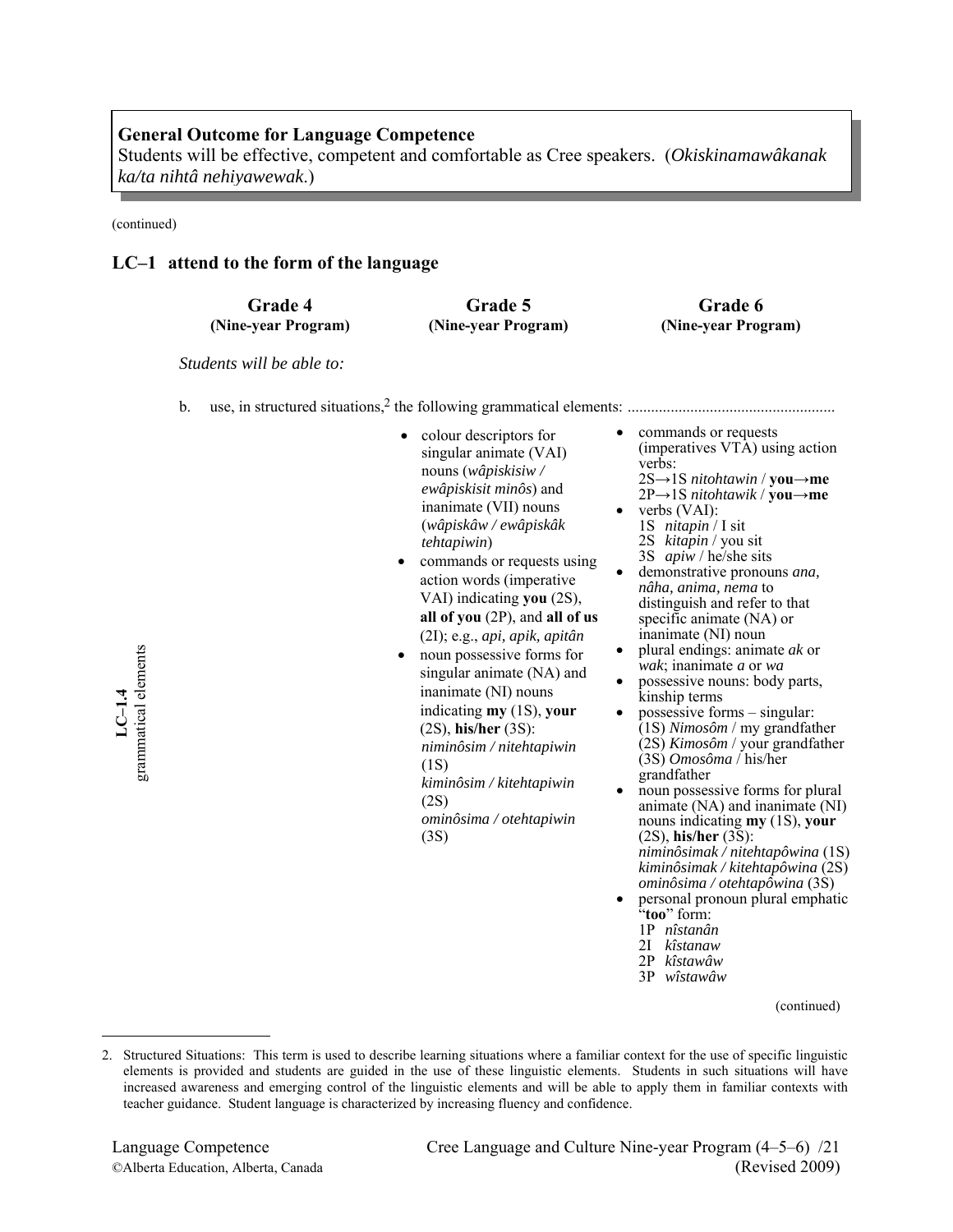**General Outcome for Language Competence**
Students will be effective, competent and comfortable as Cree speakers. (*Okiskinamawâkanak ka/ta nihtâ nehiyawewak.*)

(continued)

## LC–1 attend to the form of the language

**LC–1.4 grammatical elements**

| Grade 4 (Nine-year Program) | Grade 5 (Nine-year Program) | Grade 6 (Nine-year Program) |
|---|---|---|
| *Students will be able to:* | | |
| b. use, in structured situations,[2] the following grammatical elements: ............ | | |
| | • colour descriptors for singular animate (VAI) nouns (*wâpiskisiw / ewâpiskisit minôs*) and inanimate (VII) nouns (*wâpiskâw / ewâpiskâk tehtapiwin*)<br>• commands or requests using action words (imperative VAI) indicating **you** (2S), **all of you** (2P), and **all of us** (2I); e.g., *api, apik, apitân*<br>• noun possessive forms for singular animate (NA) and inanimate (NI) nouns indicating **my** (1S), **your** (2S), **his/her** (3S):<br>*niminôsim / nitehtapiwin* (1S)<br>*kiminôsim / kitehtapiwin* (2S)<br>*ominôsima / otehtapiwin* (3S) | • commands or requests (imperatives VTA) using action verbs:<br>2S→1S *nitohtawin* / **you→me**<br>2P→1S *nitohtawik* / **you→me**<br>• verbs (VAI):<br>1S *nitapin* / I sit<br>2S *kitapin* / you sit<br>3S *apiw* / he/she sits<br>• demonstrative pronouns *ana, nâha, anima, nema* to distinguish and refer to that specific animate (NA) or inanimate (NI) noun<br>• plural endings: animate *ak* or *wak*; inanimate *a* or *wa*<br>• possessive nouns: body parts, kinship terms<br>• possessive forms – singular:<br>(1S) *Nimosôm* / my grandfather<br>(2S) *Kimosôm* / your grandfather<br>(3S) *Omosôma* / his/her grandfather<br>• noun possessive forms for plural animate (NA) and inanimate (NI) nouns indicating **my** (1S), **your** (2S), **his/her** (3S):<br>*niminôsimak / nitehtapôwina* (1S)<br>*kiminôsimak / kitehtapôwina* (2S)<br>*ominôsima / otehtapôwina* (3S)<br>• personal pronoun plural emphatic "**too**" form:<br>1P *nîstanân*<br>2I *kîstanaw*<br>2P *kîstawâw*<br>3P *wîstawâw* |

(continued)

2. Structured Situations: This term is used to describe learning situations where a familiar context for the use of specific linguistic elements is provided and students are guided in the use of these linguistic elements. Students in such situations will have increased awareness and emerging control of the linguistic elements and will be able to apply them in familiar contexts with teacher guidance. Student language is characterized by increasing fluency and confidence.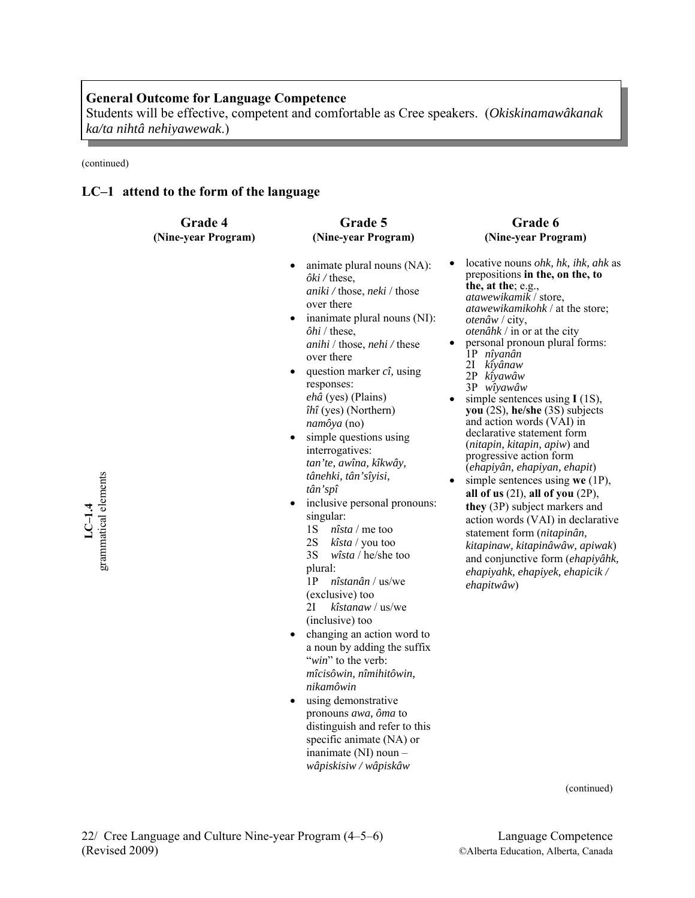**General Outcome for Language Competence**
Students will be effective, competent and comfortable as Cree speakers. (*Okiskinamawâkanak ka/ta nihtâ nehiyawewak*.)

(continued)

## LC–1 attend to the form of the language

**LC–1.4 grammatical elements**

| Grade 4 (Nine-year Program) | Grade 5 (Nine-year Program) | Grade 6 (Nine-year Program) |
|---|---|---|
| | • animate plural nouns (NA): *ôki /* these, *aniki /* those, *neki* / those over there<br>• inanimate plural nouns (NI): *ôhi* / these, *anihi* / those, *nehi /* these over there<br>• question marker *cî*, using responses: *ehâ* (yes) (Plains) *îhî* (yes) (Northern) *namôya* (no)<br>• simple questions using interrogatives: *tan'te, awîna, kîkwây, tânehki, tân'sîyisi, tân'spî*<br>• inclusive personal pronouns: singular: 1S *nîsta* / me too 2S *kîsta* / you too 3S *wîsta* / he/she too plural: 1P *nîstanân* / us/we (exclusive) too 2I *kîstanaw* / us/we (inclusive) too<br>• changing an action word to a noun by adding the suffix "*win*" to the verb: *mîcisôwin, nîmihitôwin, nikamôwin*<br>• using demonstrative pronouns *awa, ôma* to distinguish and refer to this specific animate (NA) or inanimate (NI) noun – *wâpiskisiw / wâpiskâw* | • locative nouns *ohk, hk, ihk, ahk* as prepositions **in the, on the, to the, at the**; e.g., *atawewikamik* / store, *atawewikamikohk* / at the store; *otenâw* / city, *otenâhk* / in or at the city<br>• personal pronoun plural forms: 1P *nîyanân* 2I *kîyânaw* 2P *kîyawâw* 3P *wîyawâw*<br>• simple sentences using **I** (1S), **you** (2S), **he/she** (3S) subjects and action words (VAI) in declarative statement form (*nitapin, kitapin, apiw*) and progressive action form (*ehapiyân, ehapiyan, ehapit*)<br>• simple sentences using **we** (1P), **all of us** (2I), **all of you** (2P), **they** (3P) subject markers and action words (VAI) in declarative statement form (*nitapinân, kitapinaw, kitapinâwâw, apiwak*) and conjunctive form (*ehapiyâhk, ehapiyahk, ehapiyek, ehapicik / ehapitwâw*) |

(continued)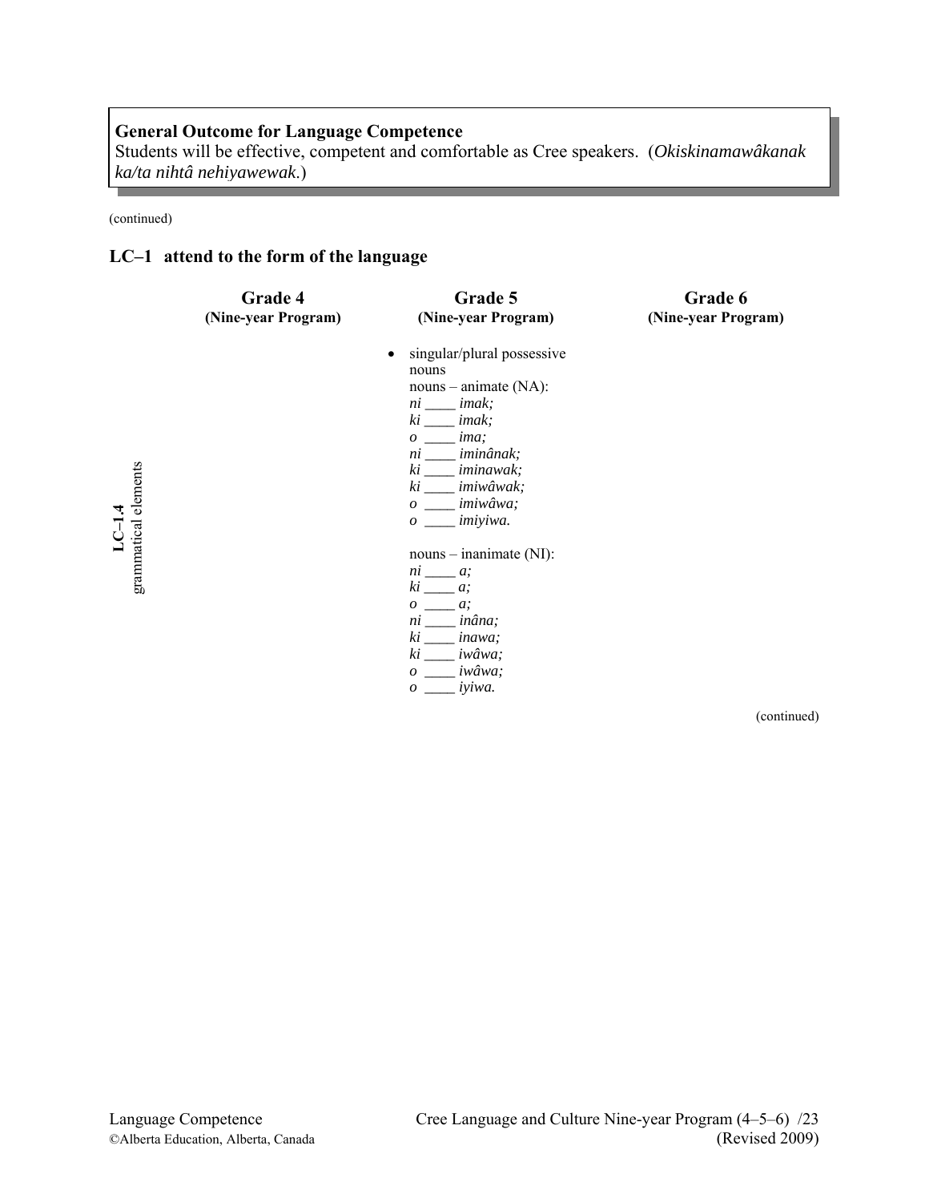**General Outcome for Language Competence**
Students will be effective, competent and comfortable as Cree speakers. (*Okiskinamawâkanak ka/ta nihtâ nehiyawewak.*)

(continued)

## LC–1 attend to the form of the language

| | Grade 4 (Nine-year Program) | Grade 5 (Nine-year Program) | Grade 6 (Nine-year Program) |
|---|---|---|---|
| **LC–1.4** grammatical elements | | • singular/plural possessive nouns<br>nouns – animate (NA):<br>*ni ____ imak;*<br>*ki ____ imak;*<br>*o ____ ima;*<br>*ni ____ iminânak;*<br>*ki ____ iminawak;*<br>*ki ____ imiwâwak;*<br>*o ____ imiwâwa;*<br>*o ____ imiyiwa.*<br><br>nouns – inanimate (NI):<br>*ni ____ a;*<br>*ki ____ a;*<br>*o ____ a;*<br>*ni ____ inâna;*<br>*ki ____ inawa;*<br>*ki ____ iwâwa;*<br>*o ____ iwâwa;*<br>*o ____ iyiwa.* | |

(continued)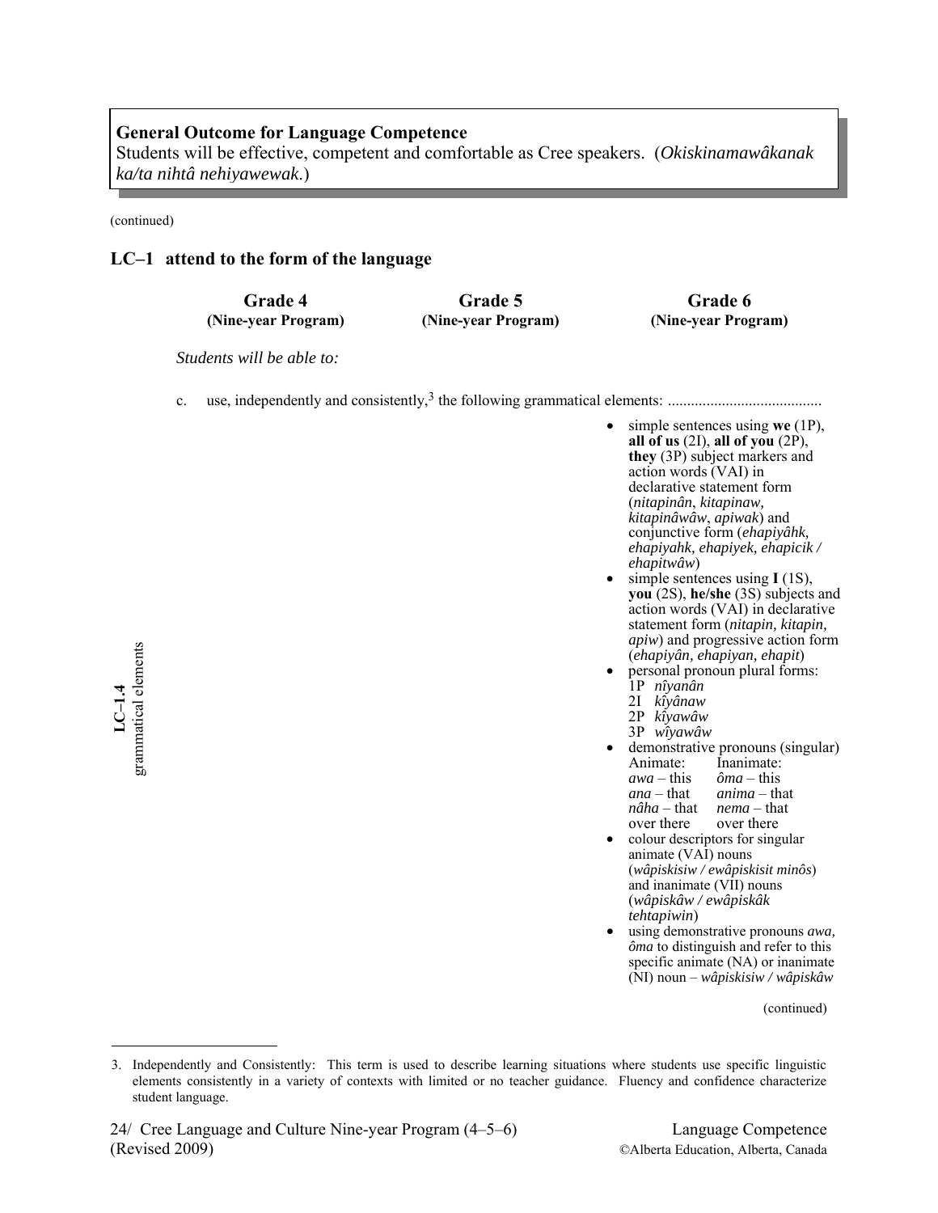**General Outcome for Language Competence**
Students will be effective, competent and comfortable as Cree speakers. (*Okiskinamawâkanak ka/ta nihtâ nehiyawewak*.)

(continued)

## LC–1 attend to the form of the language

**LC–1.4 grammatical elements**

| Grade 4 (Nine-year Program) | Grade 5 (Nine-year Program) | Grade 6 (Nine-year Program) |
|---|---|---|

*Students will be able to:*

c. use, independently and consistently,[3] the following grammatical elements: ........................................

**Grade 6:**

- simple sentences using **we** (1P), **all of us** (2I), **all of you** (2P), **they** (3P) subject markers and action words (VAI) in declarative statement form (*nitapinân*, *kitapinaw, kitapinâwâw*, *apiwak*) and conjunctive form (*ehapiyâhk, ehapiyahk, ehapiyek, ehapicik / ehapitwâw*)
- simple sentences using **I** (1S), **you** (2S), **he/she** (3S) subjects and action words (VAI) in declarative statement form (*nitapin, kitapin, apiw*) and progressive action form (*ehapiyân, ehapiyan, ehapit*)
- personal pronoun plural forms:
  - 1P *nîyanân*
  - 2I *kîyânaw*
  - 2P *kîyawâw*
  - 3P *wîyawâw*
- demonstrative pronouns (singular)

  | Animate: | Inanimate: |
  |---|---|
  | *awa* – this | *ôma* – this |
  | *ana* – that | *anima* – that |
  | *nâha* – that over there | *nema* – that over there |

- colour descriptors for singular animate (VAI) nouns (*wâpiskisiw / ewâpiskisit minôs*) and inanimate (VII) nouns (*wâpiskâw / ewâpiskâk tehtapiwin*)
- using demonstrative pronouns *awa, ôma* to distinguish and refer to this specific animate (NA) or inanimate (NI) noun – *wâpiskisiw / wâpiskâw*

(continued)

---

3. Independently and Consistently: This term is used to describe learning situations where students use specific linguistic elements consistently in a variety of contexts with limited or no teacher guidance. Fluency and confidence characterize student language.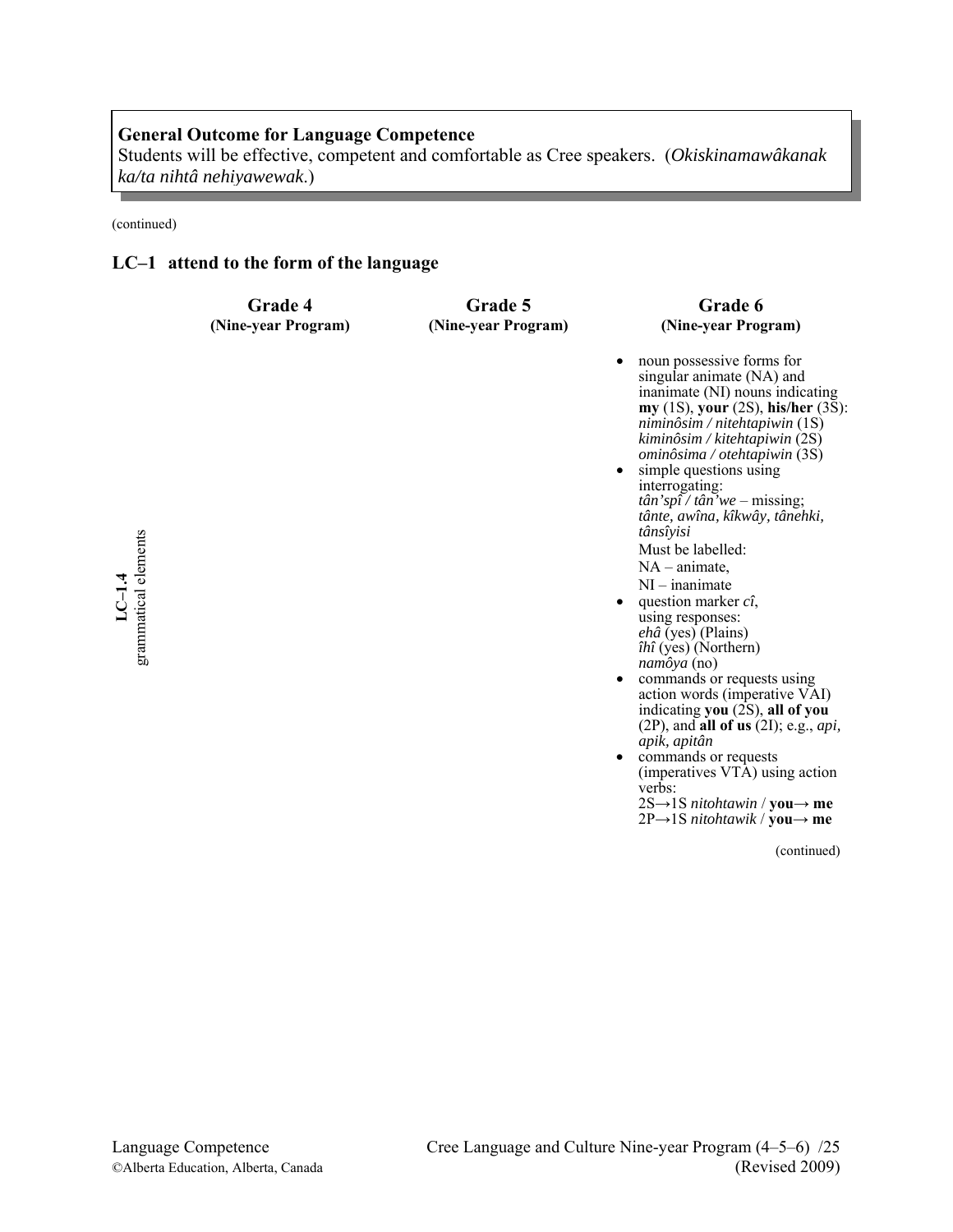**General Outcome for Language Competence**
Students will be effective, competent and comfortable as Cree speakers. (*Okiskinamawâkanak ka/ta nihtâ nehiyawewak*.)

(continued)

## LC–1 attend to the form of the language

| | Grade 4 (Nine-year Program) | Grade 5 (Nine-year Program) | Grade 6 (Nine-year Program) |
|---|---|---|---|
| **LC–1.4** grammatical elements | | | • noun possessive forms for singular animate (NA) and inanimate (NI) nouns indicating **my** (1S), **your** (2S), **his/her** (3S): *niminôsim / nitehtapiwin* (1S) *kiminôsim / kitehtapiwin* (2S) *ominôsima / otehtapiwin* (3S)<br>• simple questions using interrogating: *tân'spî / tân'we* – missing; *tânte, awîna, kîkwây, tânehki, tânsîyisi*<br>Must be labelled:<br>NA – animate,<br>NI – inanimate<br>• question marker *cî*, using responses: *ehâ* (yes) (Plains) *îhî* (yes) (Northern) *namôya* (no)<br>• commands or requests using action words (imperative VAI) indicating **you** (2S), **all of you** (2P), and **all of us** (2I); e.g., *api, apik, apitân*<br>• commands or requests (imperatives VTA) using action verbs:<br>2S→1S *nitohtawin* / **you→ me**<br>2P→1S *nitohtawik* / **you→ me** |

(continued)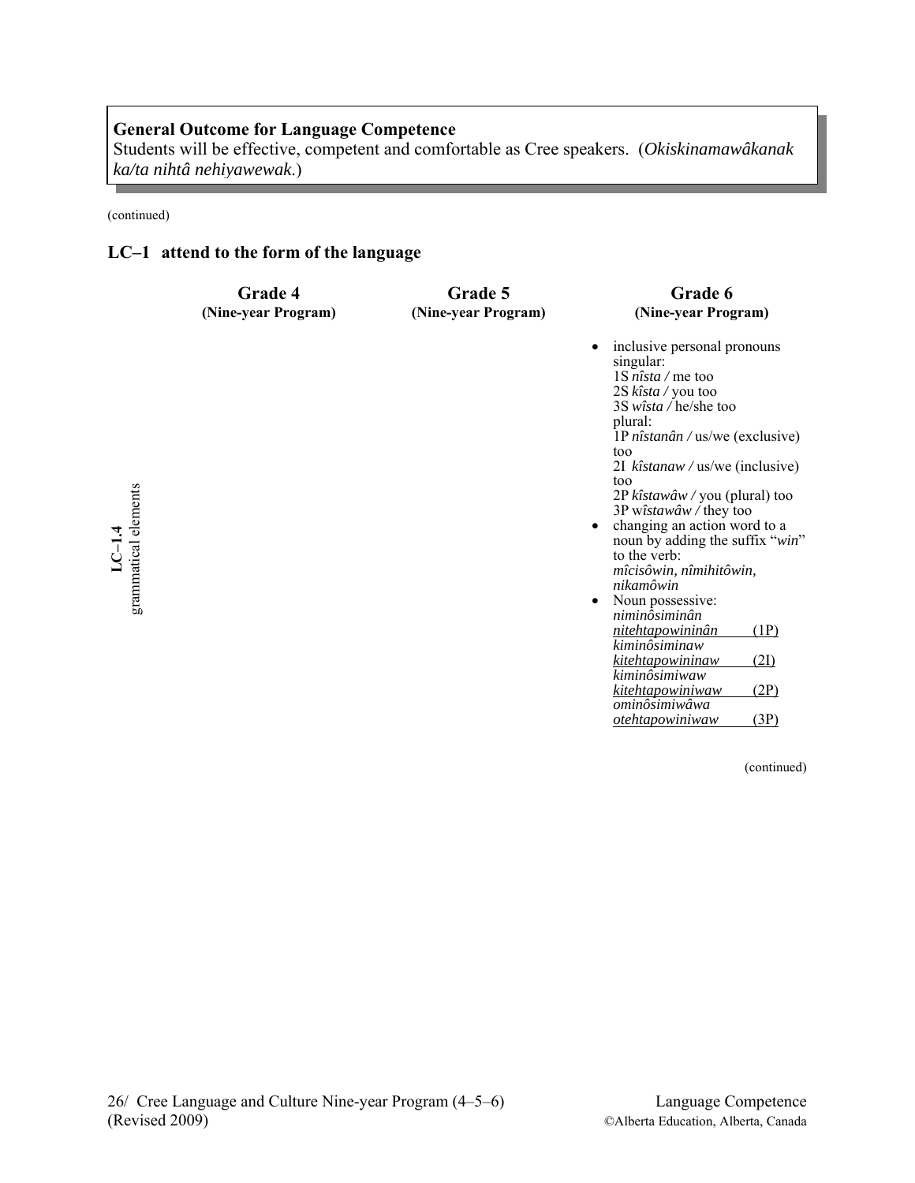**General Outcome for Language Competence**
Students will be effective, competent and comfortable as Cree speakers. (*Okiskinamawâkanak ka/ta nihtâ nehiyawewak.*)

(continued)

## LC–1 attend to the form of the language

| | Grade 4 (Nine-year Program) | Grade 5 (Nine-year Program) | Grade 6 (Nine-year Program) |
|---|---|---|---|
| **LC–1.4** grammatical elements | | | • inclusive personal pronouns singular:<br>1S *nîsta /* me too<br>2S *kîsta /* you too<br>3S *wîsta /* he/she too<br>plural:<br>1P *nîstanân /* us/we (exclusive) too<br>2I *kîstanaw /* us/we (inclusive) too<br>2P *kîstawâw /* you (plural) too<br>3P w*îstawâw /* they too<br>• changing an action word to a noun by adding the suffix "*win*" to the verb:<br>*mîcisôwin, nîmihitôwin, nikamôwin*<br>• Noun possessive:<br>*niminôsiminân*<br>*nitehtapowininân* (1P)<br>*kiminôsiminaw*<br>*kitehtapowininaw* (2I)<br>*kiminôsimiwaw*<br>*kitehtapowiniwaw* (2P)<br>*ominôsimiwâwa*<br>*otehtapowiniwaw* (3P) |

(continued)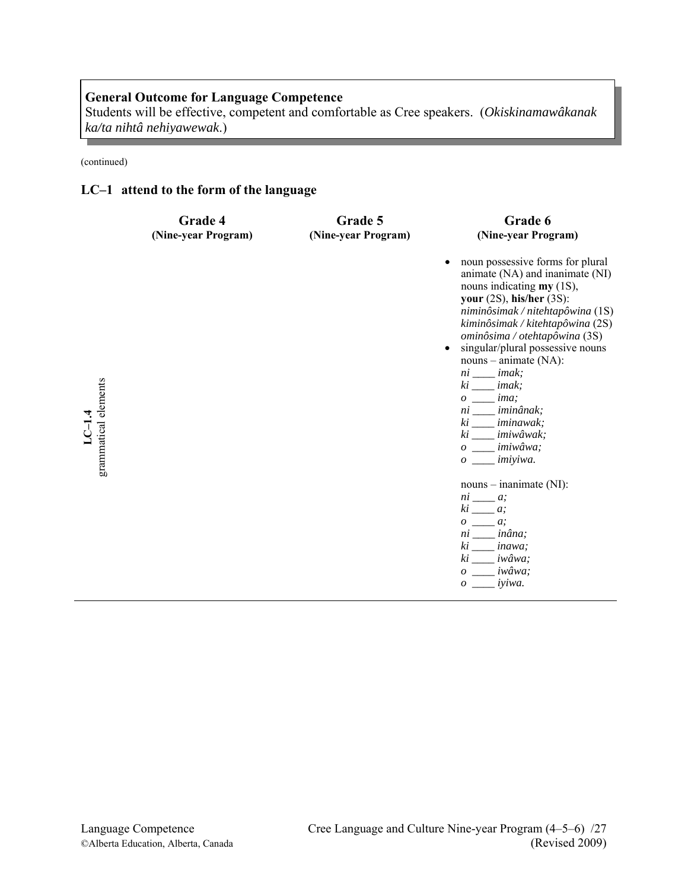**General Outcome for Language Competence**
Students will be effective, competent and comfortable as Cree speakers. (*Okiskinamawâkanak ka/ta nihtâ nehiyawewak.*)

(continued)

## LC–1 attend to the form of the language

| | Grade 4 (Nine-year Program) | Grade 5 (Nine-year Program) | Grade 6 (Nine-year Program) |
|---|---|---|---|
| **LC–1.4** grammatical elements | | | • noun possessive forms for plural animate (NA) and inanimate (NI) nouns indicating **my** (1S), **your** (2S), **his/her** (3S): *niminôsimak / nitehtapôwina* (1S) *kiminôsimak / kitehtapôwina* (2S) *ominôsima / otehtapôwina* (3S)<br>• singular/plural possessive nouns nouns – animate (NA): *ni ____ imak;* *ki ____ imak;* *o ____ ima;* *ni ____ iminânak;* *ki ____ iminawak;* *ki ____ imiwâwak;* *o ____ imiwâwa;* *o ____ imiyiwa.*<br><br>nouns – inanimate (NI): *ni ____ a;* *ki ____ a;* *o ____ a;* *ni ____ inâna;* *ki ____ inawa;* *ki ____ iwâwa;* *o ____ iwâwa;* *o ____ iyiwa.* |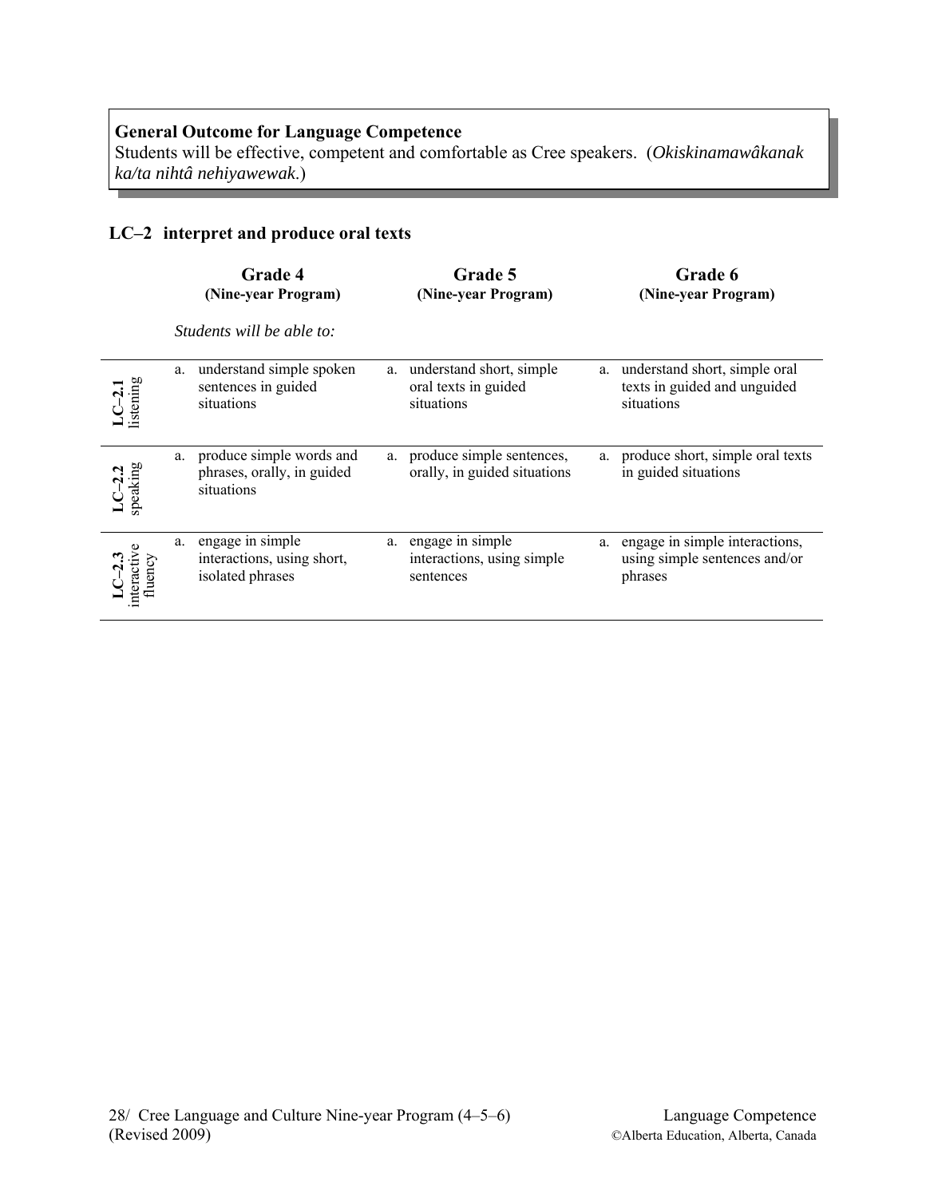**General Outcome for Language Competence**
Students will be effective, competent and comfortable as Cree speakers. (*Okiskinamawâkanak ka/ta nihtâ nehiyawewak.*)

## LC–2 interpret and produce oral texts

*Students will be able to:*

| | Grade 4 (Nine-year Program) | Grade 5 (Nine-year Program) | Grade 6 (Nine-year Program) |
|---|---|---|---|
| **LC–2.1** listening | a. understand simple spoken sentences in guided situations | a. understand short, simple oral texts in guided situations | a. understand short, simple oral texts in guided and unguided situations |
| **LC–2.2** speaking | a. produce simple words and phrases, orally, in guided situations | a. produce simple sentences, orally, in guided situations | a. produce short, simple oral texts in guided situations |
| **LC–2.3** interactive fluency | a. engage in simple interactions, using short, isolated phrases | a. engage in simple interactions, using simple sentences | a. engage in simple interactions, using simple sentences and/or phrases |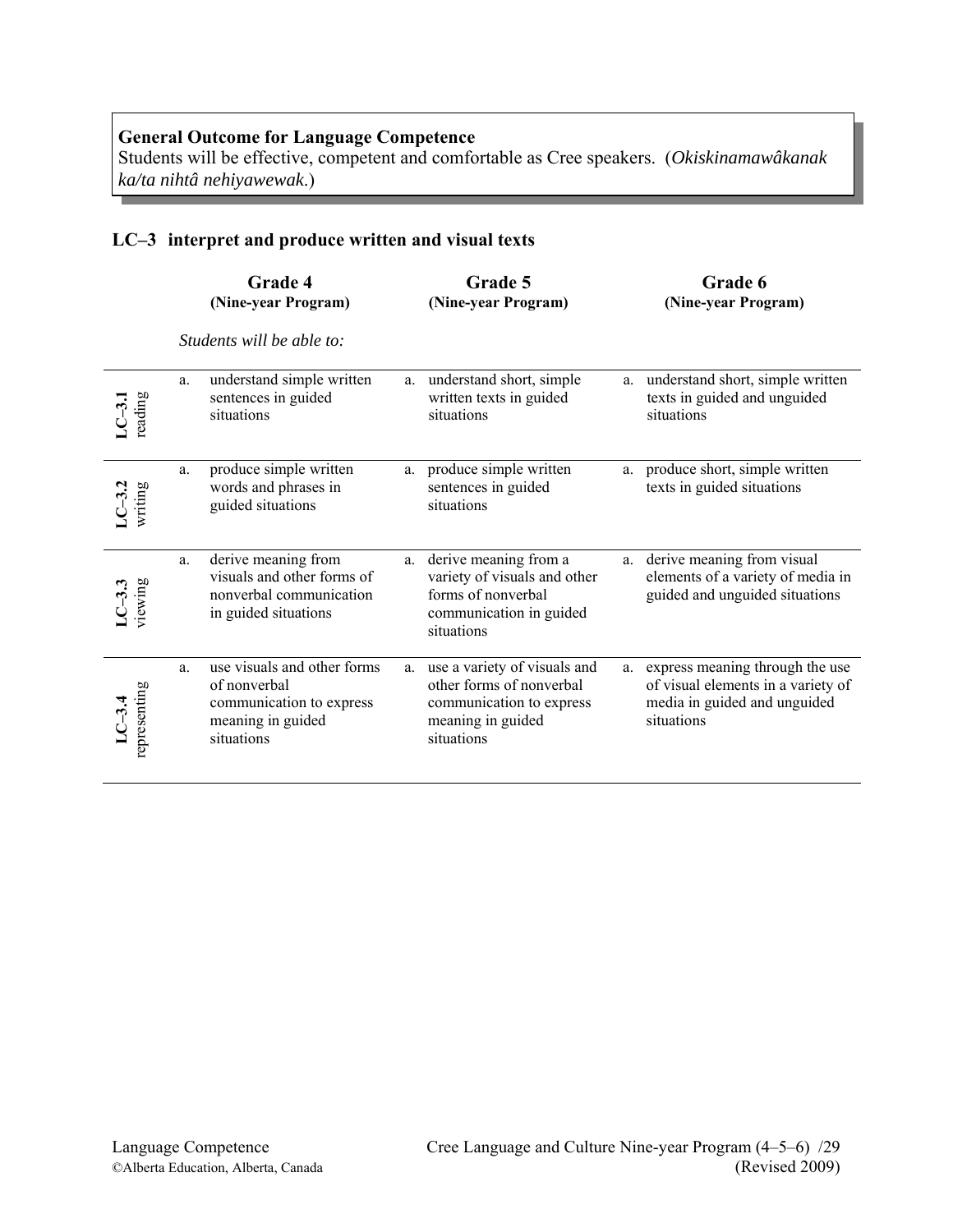**General Outcome for Language Competence**
Students will be effective, competent and comfortable as Cree speakers. (*Okiskinamawâkanak ka/ta nihtâ nehiyawewak.*)

## LC–3 interpret and produce written and visual texts

*Students will be able to:*

| | Grade 4 (Nine-year Program) | Grade 5 (Nine-year Program) | Grade 6 (Nine-year Program) |
|---|---|---|---|
| **LC–3.1** reading | a. understand simple written sentences in guided situations | a. understand short, simple written texts in guided situations | a. understand short, simple written texts in guided and unguided situations |
| **LC–3.2** writing | a. produce simple written words and phrases in guided situations | a. produce simple written sentences in guided situations | a. produce short, simple written texts in guided situations |
| **LC–3.3** viewing | a. derive meaning from visuals and other forms of nonverbal communication in guided situations | a. derive meaning from a variety of visuals and other forms of nonverbal communication in guided situations | a. derive meaning from visual elements of a variety of media in guided and unguided situations |
| **LC–3.4** representing | a. use visuals and other forms of nonverbal communication to express meaning in guided situations | a. use a variety of visuals and other forms of nonverbal communication to express meaning in guided situations | a. express meaning through the use of visual elements in a variety of media in guided and unguided situations |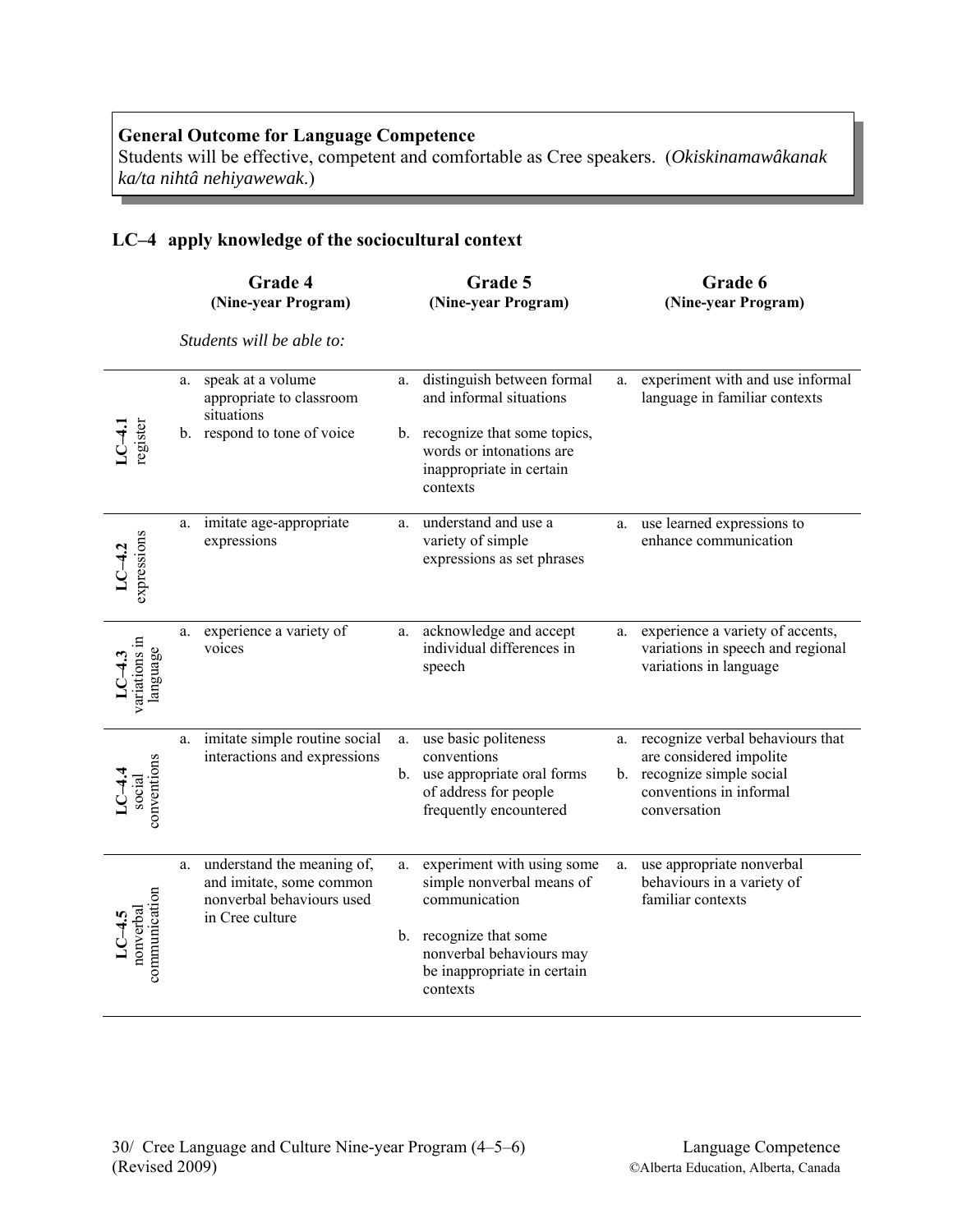**General Outcome for Language Competence**
Students will be effective, competent and comfortable as Cree speakers. (*Okiskinamawâkanak ka/ta nihtâ nehiyawewak*.)

## LC–4 apply knowledge of the sociocultural context

| | Grade 4 (Nine-year Program) | Grade 5 (Nine-year Program) | Grade 6 (Nine-year Program) |
|---|---|---|---|
| | *Students will be able to:* | | |
| **LC–4.1** register | a. speak at a volume appropriate to classroom situations<br>b. respond to tone of voice | a. distinguish between formal and informal situations<br>b. recognize that some topics, words or intonations are inappropriate in certain contexts | a. experiment with and use informal language in familiar contexts |
| **LC–4.2** expressions | a. imitate age-appropriate expressions | a. understand and use a variety of simple expressions as set phrases | a. use learned expressions to enhance communication |
| **LC–4.3** variations in language | a. experience a variety of voices | a. acknowledge and accept individual differences in speech | a. experience a variety of accents, variations in speech and regional variations in language |
| **LC–4.4** social conventions | a. imitate simple routine social interactions and expressions | a. use basic politeness conventions<br>b. use appropriate oral forms of address for people frequently encountered | a. recognize verbal behaviours that are considered impolite<br>b. recognize simple social conventions in informal conversation |
| **LC–4.5** nonverbal communication | a. understand the meaning of, and imitate, some common nonverbal behaviours used in Cree culture | a. experiment with using some simple nonverbal means of communication<br>b. recognize that some nonverbal behaviours may be inappropriate in certain contexts | a. use appropriate nonverbal behaviours in a variety of familiar contexts |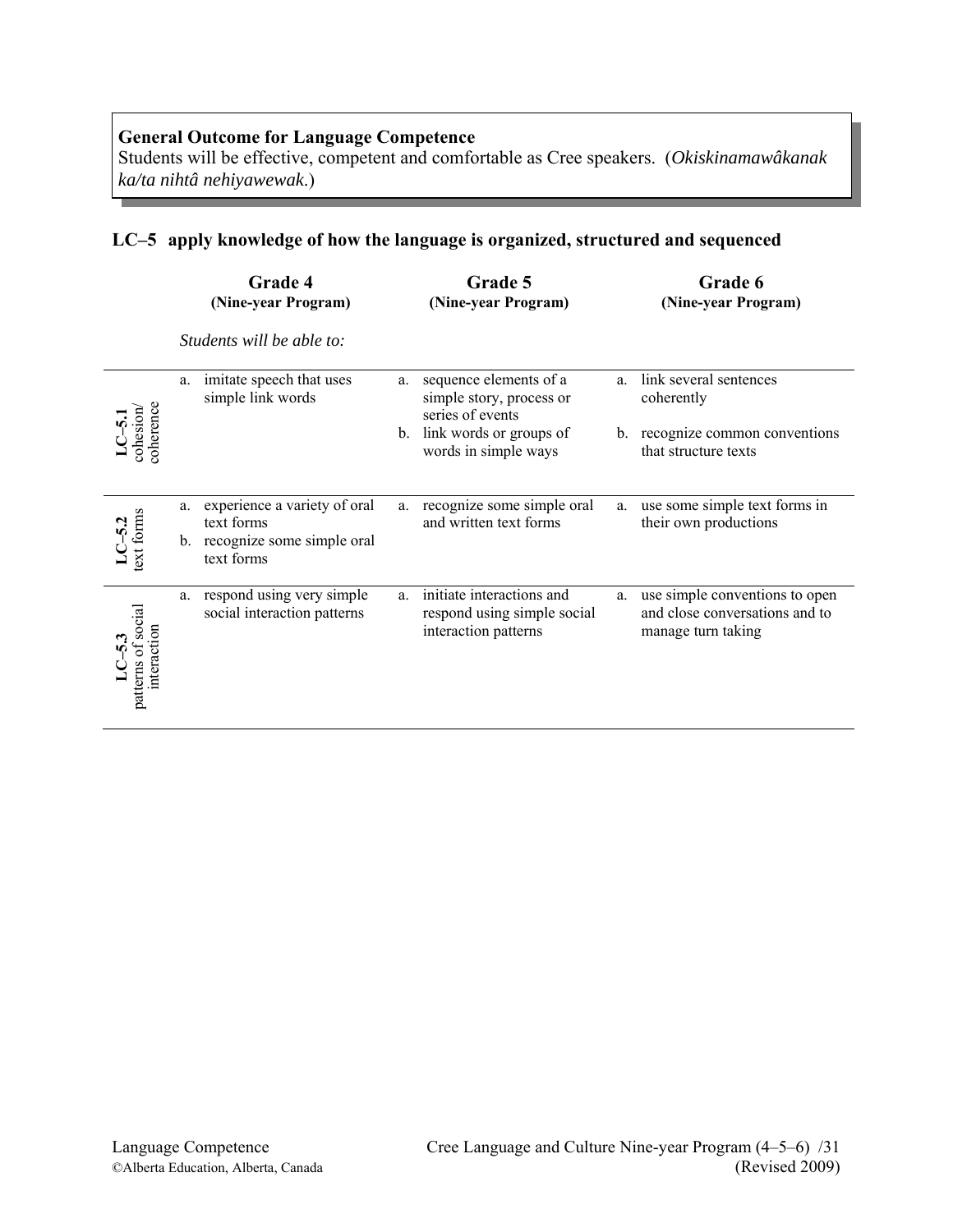**General Outcome for Language Competence**
Students will be effective, competent and comfortable as Cree speakers. (*Okiskinamawâkanak ka/ta nihtâ nehiyawewak.*)

## LC–5 apply knowledge of how the language is organized, structured and sequenced

| | Grade 4 (Nine-year Program) | Grade 5 (Nine-year Program) | Grade 6 (Nine-year Program) |
|---|---|---|---|
| | *Students will be able to:* | | |
| **LC–5.1** cohesion/ coherence | a. imitate speech that uses simple link words | a. sequence elements of a simple story, process or series of events<br>b. link words or groups of words in simple ways | a. link several sentences coherently<br>b. recognize common conventions that structure texts |
| **LC–5.2** text forms | a. experience a variety of oral text forms<br>b. recognize some simple oral text forms | a. recognize some simple oral and written text forms | a. use some simple text forms in their own productions |
| **LC–5.3** patterns of social interaction | a. respond using very simple social interaction patterns | a. initiate interactions and respond using simple social interaction patterns | a. use simple conventions to open and close conversations and to manage turn taking |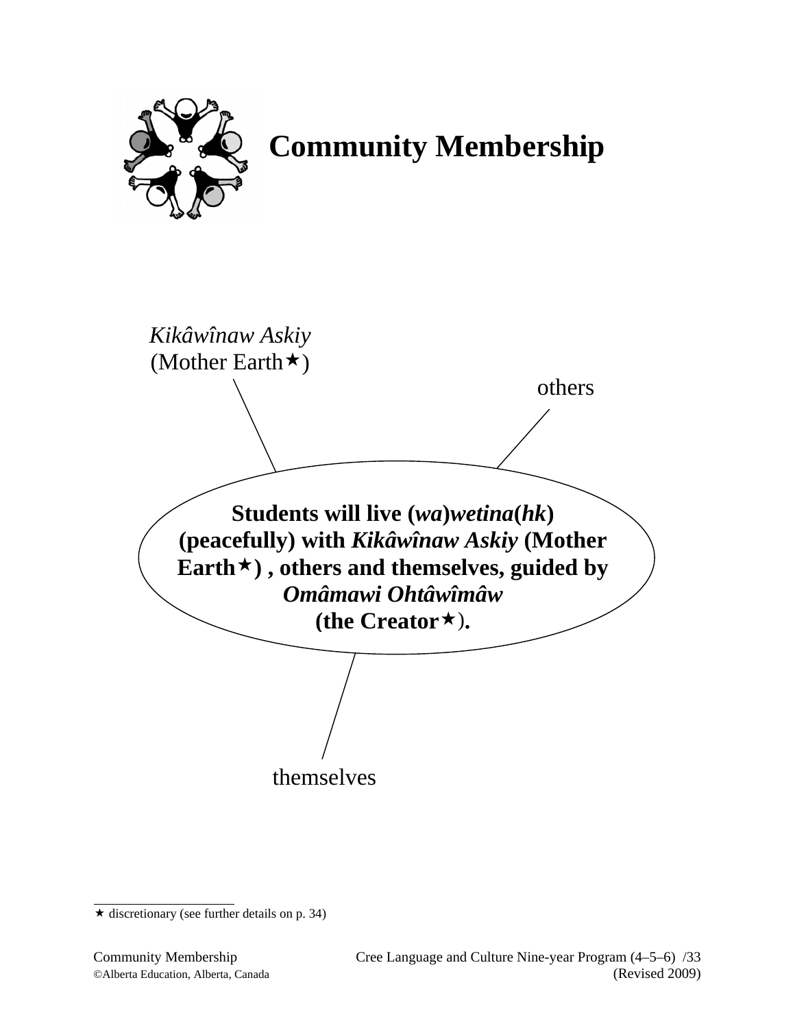# Community Membership

*Kikâwînaw Askiy*
(Mother Earth★)

others

**Students will live (*wa*)*wetina*(*hk*) (peacefully) with *Kikâwînaw Askiy* (Mother Earth★) , others and themselves, guided by *Omâmawi Ohtâwîmâw* (the Creator★).**

themselves

★ discretionary (see further details on p. 34)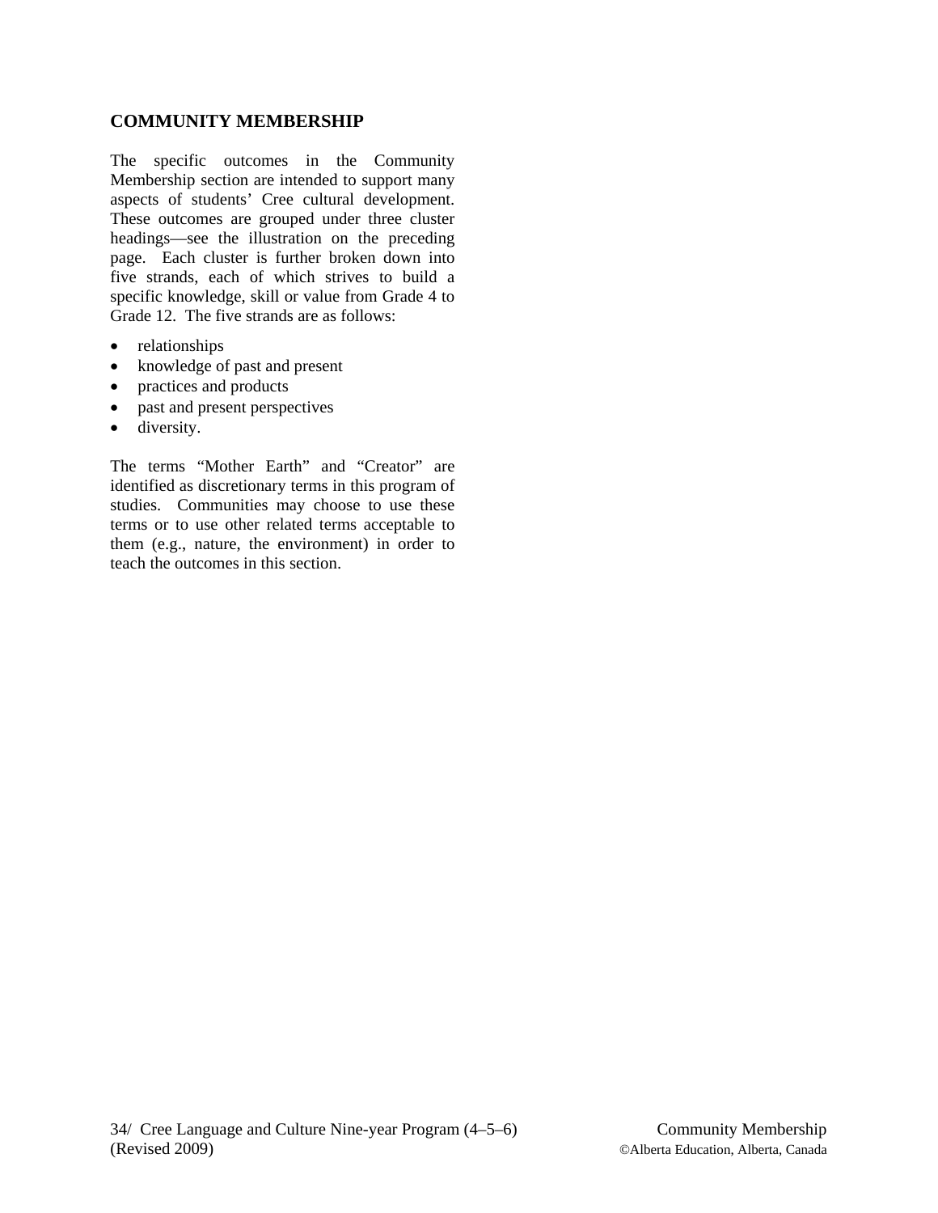## COMMUNITY MEMBERSHIP

The specific outcomes in the Community Membership section are intended to support many aspects of students' Cree cultural development. These outcomes are grouped under three cluster headings—see the illustration on the preceding page. Each cluster is further broken down into five strands, each of which strives to build a specific knowledge, skill or value from Grade 4 to Grade 12. The five strands are as follows:

- relationships
- knowledge of past and present
- practices and products
- past and present perspectives
- diversity.

The terms "Mother Earth" and "Creator" are identified as discretionary terms in this program of studies. Communities may choose to use these terms or to use other related terms acceptable to them (e.g., nature, the environment) in order to teach the outcomes in this section.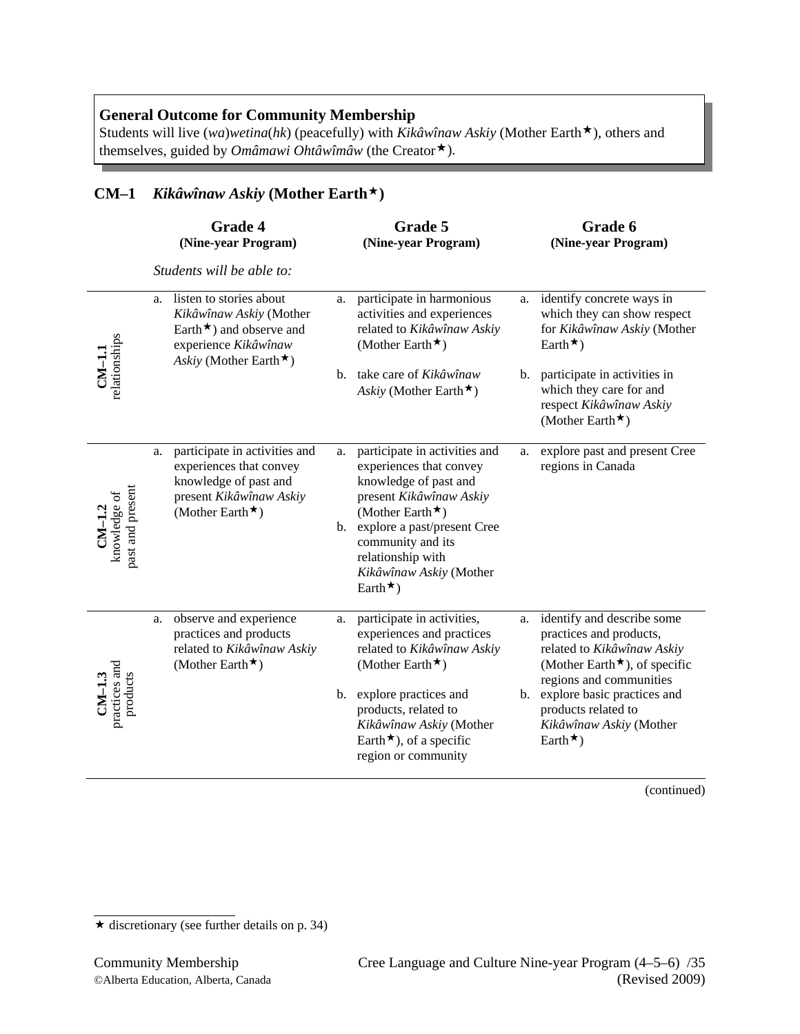**General Outcome for Community Membership**
Students will live (*wa*)*wetina*(*hk*) (peacefully) with *Kikâwînaw Askiy* (Mother Earth★), others and themselves, guided by *Omâmawi Ohtâwîmâw* (the Creator★).

## CM–1 *Kikâwînaw Askiy* (Mother Earth★)

*Students will be able to:*

| | Grade 4 (Nine-year Program) | Grade 5 (Nine-year Program) | Grade 6 (Nine-year Program) |
|---|---|---|---|
| **CM–1.1** relationships | a. listen to stories about *Kikâwînaw Askiy* (Mother Earth★) and observe and experience *Kikâwînaw Askiy* (Mother Earth★) | a. participate in harmonious activities and experiences related to *Kikâwînaw Askiy* (Mother Earth★)<br>b. take care of *Kikâwînaw Askiy* (Mother Earth★) | a. identify concrete ways in which they can show respect for *Kikâwînaw Askiy* (Mother Earth★)<br>b. participate in activities in which they care for and respect *Kikâwînaw Askiy* (Mother Earth★) |
| **CM–1.2** knowledge of past and present | a. participate in activities and experiences that convey knowledge of past and present *Kikâwînaw Askiy* (Mother Earth★) | a. participate in activities and experiences that convey knowledge of past and present *Kikâwînaw Askiy* (Mother Earth★)<br>b. explore a past/present Cree community and its relationship with *Kikâwînaw Askiy* (Mother Earth★) | a. explore past and present Cree regions in Canada |
| **CM–1.3** practices and products | a. observe and experience practices and products related to *Kikâwînaw Askiy* (Mother Earth★) | a. participate in activities, experiences and practices related to *Kikâwînaw Askiy* (Mother Earth★)<br>b. explore practices and products, related to *Kikâwînaw Askiy* (Mother Earth★), of a specific region or community | a. identify and describe some practices and products, related to *Kikâwînaw Askiy* (Mother Earth★), of specific regions and communities<br>b. explore basic practices and products related to *Kikâwînaw Askiy* (Mother Earth★) |

(continued)

★ discretionary (see further details on p. 34)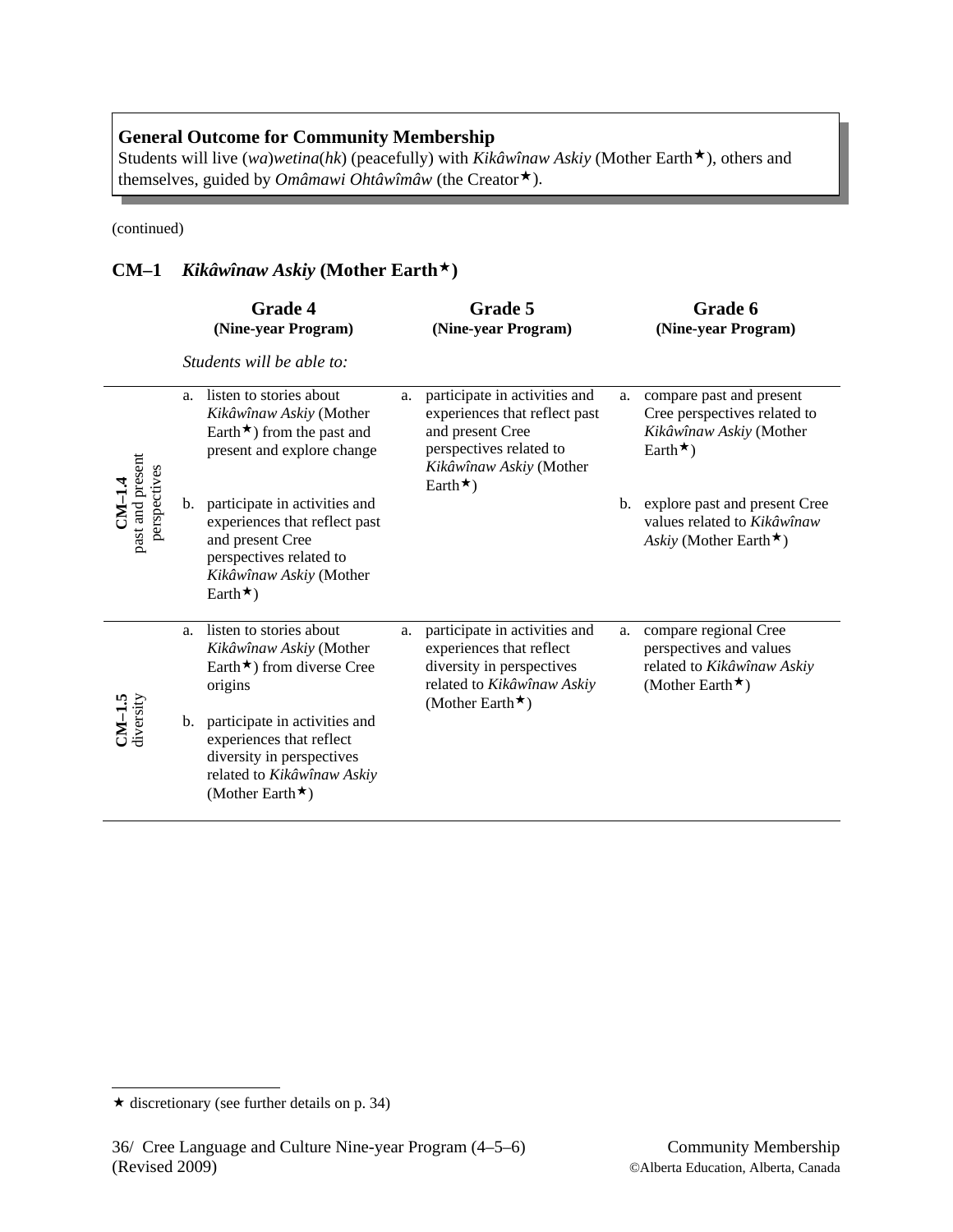**General Outcome for Community Membership**
Students will live (*wa*)*wetina*(*hk*) (peacefully) with *Kikâwînaw Askiy* (Mother Earth★), others and themselves, guided by *Omâmawi Ohtâwîmâw* (the Creator★).

(continued)

## CM–1 *Kikâwînaw Askiy* (Mother Earth★)

*Students will be able to:*

| | Grade 4 (Nine-year Program) | Grade 5 (Nine-year Program) | Grade 6 (Nine-year Program) |
|---|---|---|---|
| **CM–1.4** past and present perspectives | a. listen to stories about *Kikâwînaw Askiy* (Mother Earth★) from the past and present and explore change<br><br>b. participate in activities and experiences that reflect past and present Cree perspectives related to *Kikâwînaw Askiy* (Mother Earth★) | a. participate in activities and experiences that reflect past and present Cree perspectives related to *Kikâwînaw Askiy* (Mother Earth★) | a. compare past and present Cree perspectives related to *Kikâwînaw Askiy* (Mother Earth★)<br><br>b. explore past and present Cree values related to *Kikâwînaw Askiy* (Mother Earth★) |
| **CM–1.5** diversity | a. listen to stories about *Kikâwînaw Askiy* (Mother Earth★) from diverse Cree origins<br><br>b. participate in activities and experiences that reflect diversity in perspectives related to *Kikâwînaw Askiy* (Mother Earth★) | a. participate in activities and experiences that reflect diversity in perspectives related to *Kikâwînaw Askiy* (Mother Earth★) | a. compare regional Cree perspectives and values related to *Kikâwînaw Askiy* (Mother Earth★) |

★ discretionary (see further details on p. 34)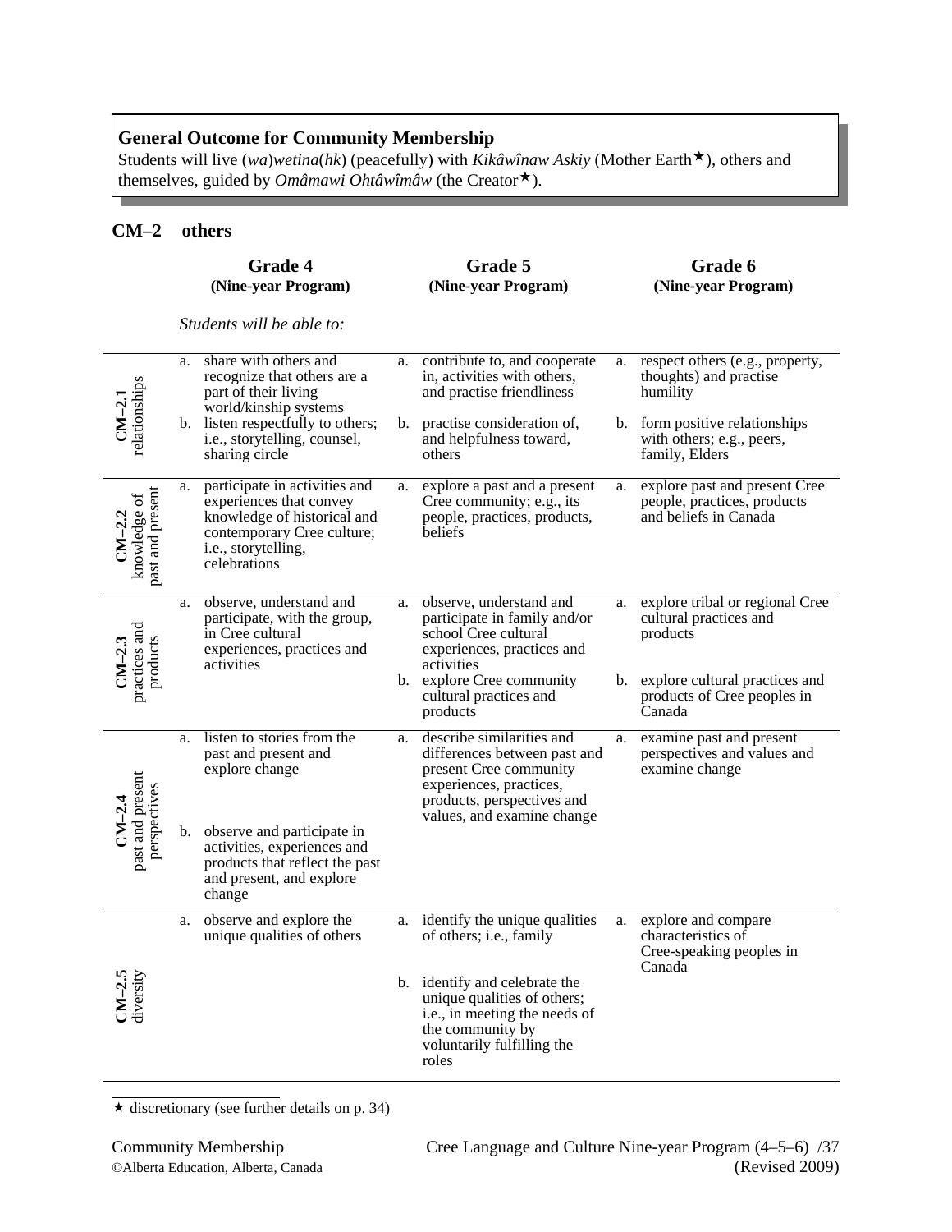**General Outcome for Community Membership**
Students will live (*wa*)*wetina*(*hk*) (peacefully) with *Kikâwînaw Askiy* (Mother Earth★), others and themselves, guided by *Omâmawi Ohtâwîmâw* (the Creator★).

## CM–2 others

*Students will be able to:*

| | Grade 4 (Nine-year Program) | Grade 5 (Nine-year Program) | Grade 6 (Nine-year Program) |
|---|---|---|---|
| **CM–2.1** relationships | a. share with others and recognize that others are a part of their living world/kinship systems | a. contribute to, and cooperate in, activities with others, and practise friendliness | a. respect others (e.g., property, thoughts) and practise humility |
| | b. listen respectfully to others; i.e., storytelling, counsel, sharing circle | b. practise consideration of, and helpfulness toward, others | b. form positive relationships with others; e.g., peers, family, Elders |
| **CM–2.2** knowledge of past and present | a. participate in activities and experiences that convey knowledge of historical and contemporary Cree culture; i.e., storytelling, celebrations | a. explore a past and a present Cree community; e.g., its people, practices, products, beliefs | a. explore past and present Cree people, practices, products and beliefs in Canada |
| **CM–2.3** practices and products | a. observe, understand and participate, with the group, in Cree cultural experiences, practices and activities | a. observe, understand and participate in family and/or school Cree cultural experiences, practices and activities | a. explore tribal or regional Cree cultural practices and products |
| | | b. explore Cree community cultural practices and products | b. explore cultural practices and products of Cree peoples in Canada |
| **CM–2.4** past and present perspectives | a. listen to stories from the past and present and explore change | a. describe similarities and differences between past and present Cree community experiences, practices, products, perspectives and values, and examine change | a. examine past and present perspectives and values and examine change |
| | b. observe and participate in activities, experiences and products that reflect the past and present, and explore change | | |
| **CM–2.5** diversity | a. observe and explore the unique qualities of others | a. identify the unique qualities of others; i.e., family | a. explore and compare characteristics of Cree-speaking peoples in Canada |
| | | b. identify and celebrate the unique qualities of others; i.e., in meeting the needs of the community by voluntarily fulfilling the roles | |

★ discretionary (see further details on p. 34)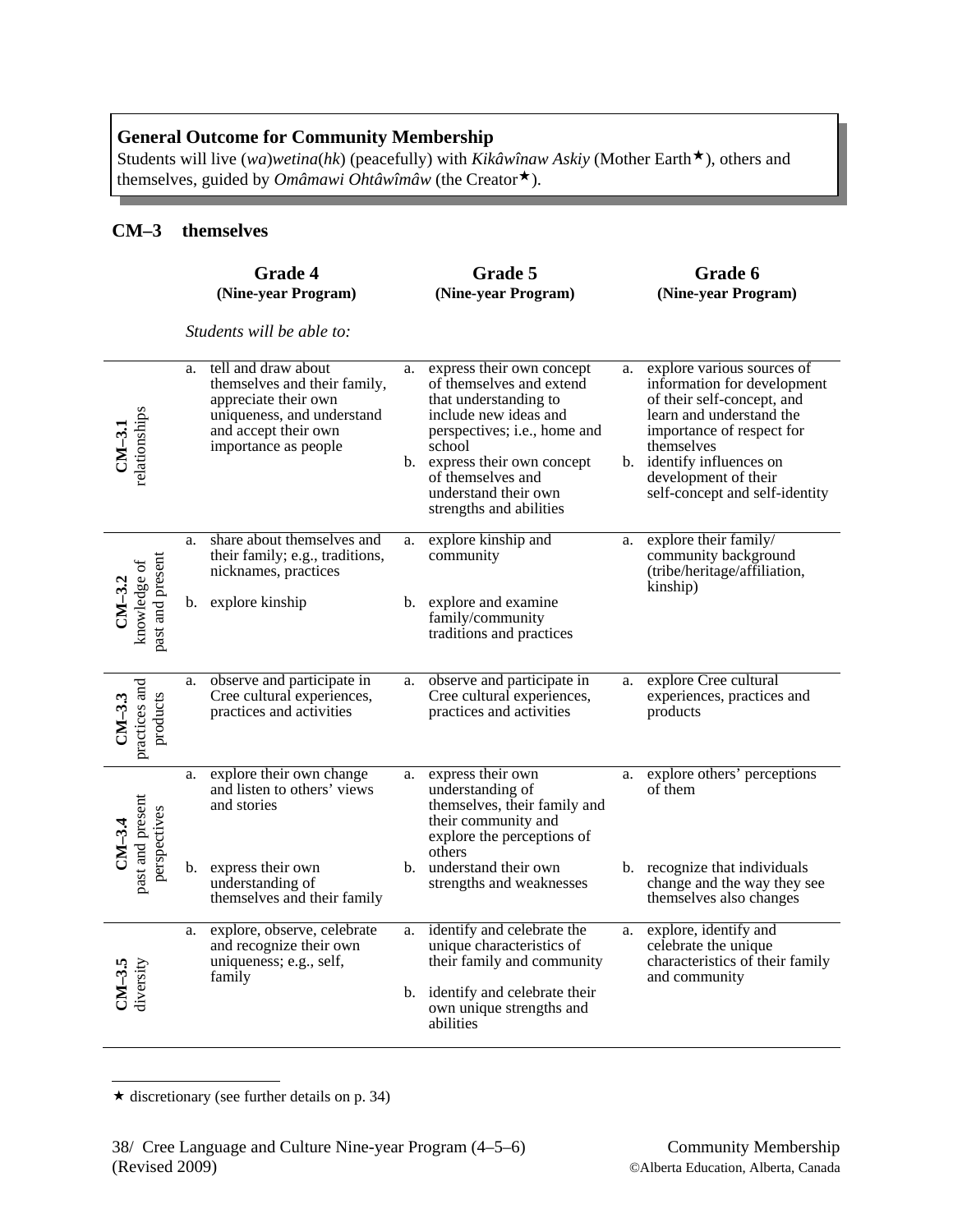**General Outcome for Community Membership**
Students will live (*wa*)*wetina*(*hk*) (peacefully) with *Kikâwînaw Askiy* (Mother Earth★), others and themselves, guided by *Omâmawi Ohtâwîmâw* (the Creator★).

## CM–3 themselves

*Students will be able to:*

| | Grade 4 (Nine-year Program) | Grade 5 (Nine-year Program) | Grade 6 (Nine-year Program) |
|---|---|---|---|
| **CM–3.1** relationships | a. tell and draw about themselves and their family, appreciate their own uniqueness, and understand and accept their own importance as people | a. express their own concept of themselves and extend that understanding to include new ideas and perspectives; i.e., home and school<br>b. express their own concept of themselves and understand their own strengths and abilities | a. explore various sources of information for development of their self-concept, and learn and understand the importance of respect for themselves<br>b. identify influences on development of their self-concept and self-identity |
| **CM–3.2** knowledge of past and present | a. share about themselves and their family; e.g., traditions, nicknames, practices<br>b. explore kinship | a. explore kinship and community<br>b. explore and examine family/community traditions and practices | a. explore their family/community background (tribe/heritage/affiliation, kinship) |
| **CM–3.3** practices and products | a. observe and participate in Cree cultural experiences, practices and activities | a. observe and participate in Cree cultural experiences, practices and activities | a. explore Cree cultural experiences, practices and products |
| **CM–3.4** past and present perspectives | a. explore their own change and listen to others' views and stories<br>b. express their own understanding of themselves and their family | a. express their own understanding of themselves, their family and their community and explore the perceptions of others<br>b. understand their own strengths and weaknesses | a. explore others' perceptions of them<br>b. recognize that individuals change and the way they see themselves also changes |
| **CM–3.5** diversity | a. explore, observe, celebrate and recognize their own uniqueness; e.g., self, family | a. identify and celebrate the unique characteristics of their family and community<br>b. identify and celebrate their own unique strengths and abilities | a. explore, identify and celebrate the unique characteristics of their family and community |

★ discretionary (see further details on p. 34)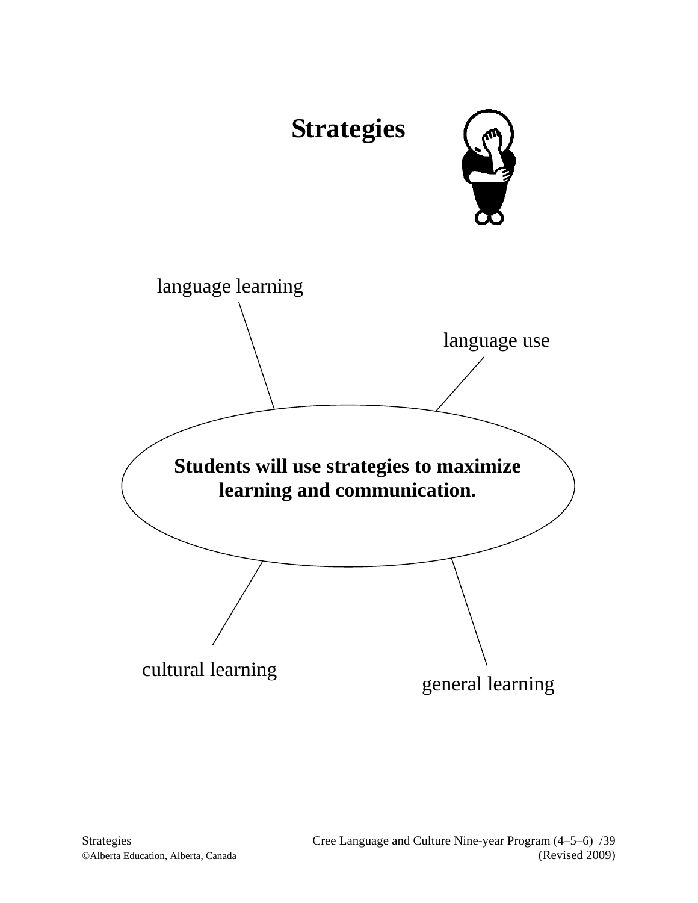# Strategies

language learning

language use

**Students will use strategies to maximize learning and communication.**

cultural learning

general learning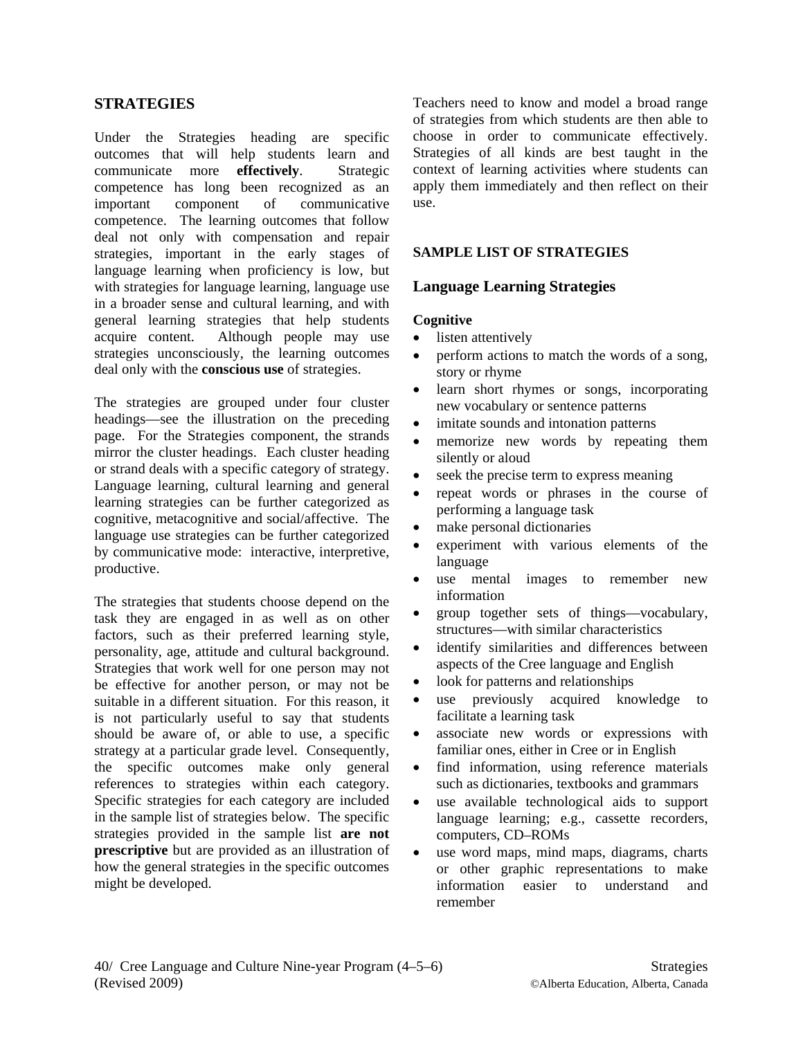## STRATEGIES

Under the Strategies heading are specific outcomes that will help students learn and communicate more **effectively**. Strategic competence has long been recognized as an important component of communicative competence. The learning outcomes that follow deal not only with compensation and repair strategies, important in the early stages of language learning when proficiency is low, but with strategies for language learning, language use in a broader sense and cultural learning, and with general learning strategies that help students acquire content. Although people may use strategies unconsciously, the learning outcomes deal only with the **conscious use** of strategies.

The strategies are grouped under four cluster headings—see the illustration on the preceding page. For the Strategies component, the strands mirror the cluster headings. Each cluster heading or strand deals with a specific category of strategy. Language learning, cultural learning and general learning strategies can be further categorized as cognitive, metacognitive and social/affective. The language use strategies can be further categorized by communicative mode: interactive, interpretive, productive.

The strategies that students choose depend on the task they are engaged in as well as on other factors, such as their preferred learning style, personality, age, attitude and cultural background. Strategies that work well for one person may not be effective for another person, or may not be suitable in a different situation. For this reason, it is not particularly useful to say that students should be aware of, or able to use, a specific strategy at a particular grade level. Consequently, the specific outcomes make only general references to strategies within each category. Specific strategies for each category are included in the sample list of strategies below. The specific strategies provided in the sample list **are not prescriptive** but are provided as an illustration of how the general strategies in the specific outcomes might be developed.

Teachers need to know and model a broad range of strategies from which students are then able to choose in order to communicate effectively. Strategies of all kinds are best taught in the context of learning activities where students can apply them immediately and then reflect on their use.

## SAMPLE LIST OF STRATEGIES

### Language Learning Strategies

**Cognitive**

- listen attentively
- perform actions to match the words of a song, story or rhyme
- learn short rhymes or songs, incorporating new vocabulary or sentence patterns
- imitate sounds and intonation patterns
- memorize new words by repeating them silently or aloud
- seek the precise term to express meaning
- repeat words or phrases in the course of performing a language task
- make personal dictionaries
- experiment with various elements of the language
- use mental images to remember new information
- group together sets of things—vocabulary, structures—with similar characteristics
- identify similarities and differences between aspects of the Cree language and English
- look for patterns and relationships
- use previously acquired knowledge to facilitate a learning task
- associate new words or expressions with familiar ones, either in Cree or in English
- find information, using reference materials such as dictionaries, textbooks and grammars
- use available technological aids to support language learning; e.g., cassette recorders, computers, CD–ROMs
- use word maps, mind maps, diagrams, charts or other graphic representations to make information easier to understand and remember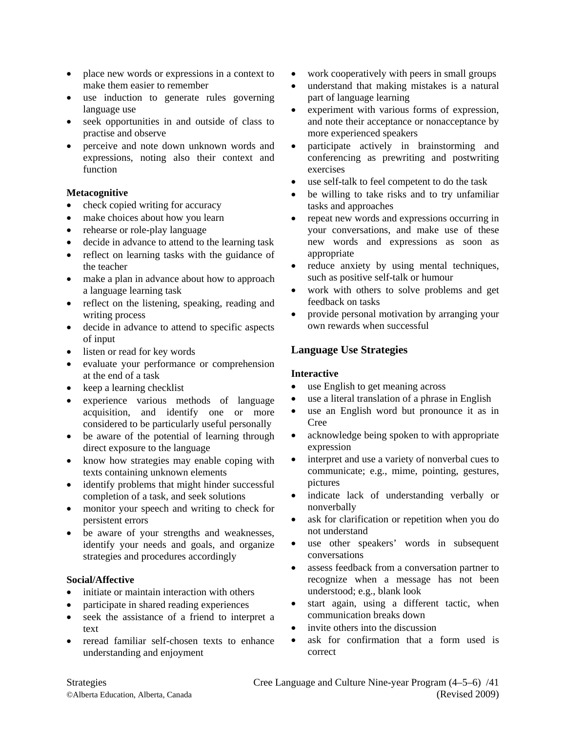- place new words or expressions in a context to make them easier to remember
- use induction to generate rules governing language use
- seek opportunities in and outside of class to practise and observe
- perceive and note down unknown words and expressions, noting also their context and function

**Metacognitive**

- check copied writing for accuracy
- make choices about how you learn
- rehearse or role-play language
- decide in advance to attend to the learning task
- reflect on learning tasks with the guidance of the teacher
- make a plan in advance about how to approach a language learning task
- reflect on the listening, speaking, reading and writing process
- decide in advance to attend to specific aspects of input
- listen or read for key words
- evaluate your performance or comprehension at the end of a task
- keep a learning checklist
- experience various methods of language acquisition, and identify one or more considered to be particularly useful personally
- be aware of the potential of learning through direct exposure to the language
- know how strategies may enable coping with texts containing unknown elements
- identify problems that might hinder successful completion of a task, and seek solutions
- monitor your speech and writing to check for persistent errors
- be aware of your strengths and weaknesses, identify your needs and goals, and organize strategies and procedures accordingly

**Social/Affective**

- initiate or maintain interaction with others
- participate in shared reading experiences
- seek the assistance of a friend to interpret a text
- reread familiar self-chosen texts to enhance understanding and enjoyment
- work cooperatively with peers in small groups
- understand that making mistakes is a natural part of language learning
- experiment with various forms of expression, and note their acceptance or nonacceptance by more experienced speakers
- participate actively in brainstorming and conferencing as prewriting and postwriting exercises
- use self-talk to feel competent to do the task
- be willing to take risks and to try unfamiliar tasks and approaches
- repeat new words and expressions occurring in your conversations, and make use of these new words and expressions as soon as appropriate
- reduce anxiety by using mental techniques, such as positive self-talk or humour
- work with others to solve problems and get feedback on tasks
- provide personal motivation by arranging your own rewards when successful

## Language Use Strategies

**Interactive**

- use English to get meaning across
- use a literal translation of a phrase in English
- use an English word but pronounce it as in Cree
- acknowledge being spoken to with appropriate expression
- interpret and use a variety of nonverbal cues to communicate; e.g., mime, pointing, gestures, pictures
- indicate lack of understanding verbally or nonverbally
- ask for clarification or repetition when you do not understand
- use other speakers' words in subsequent conversations
- assess feedback from a conversation partner to recognize when a message has not been understood; e.g., blank look
- start again, using a different tactic, when communication breaks down
- invite others into the discussion
- ask for confirmation that a form used is correct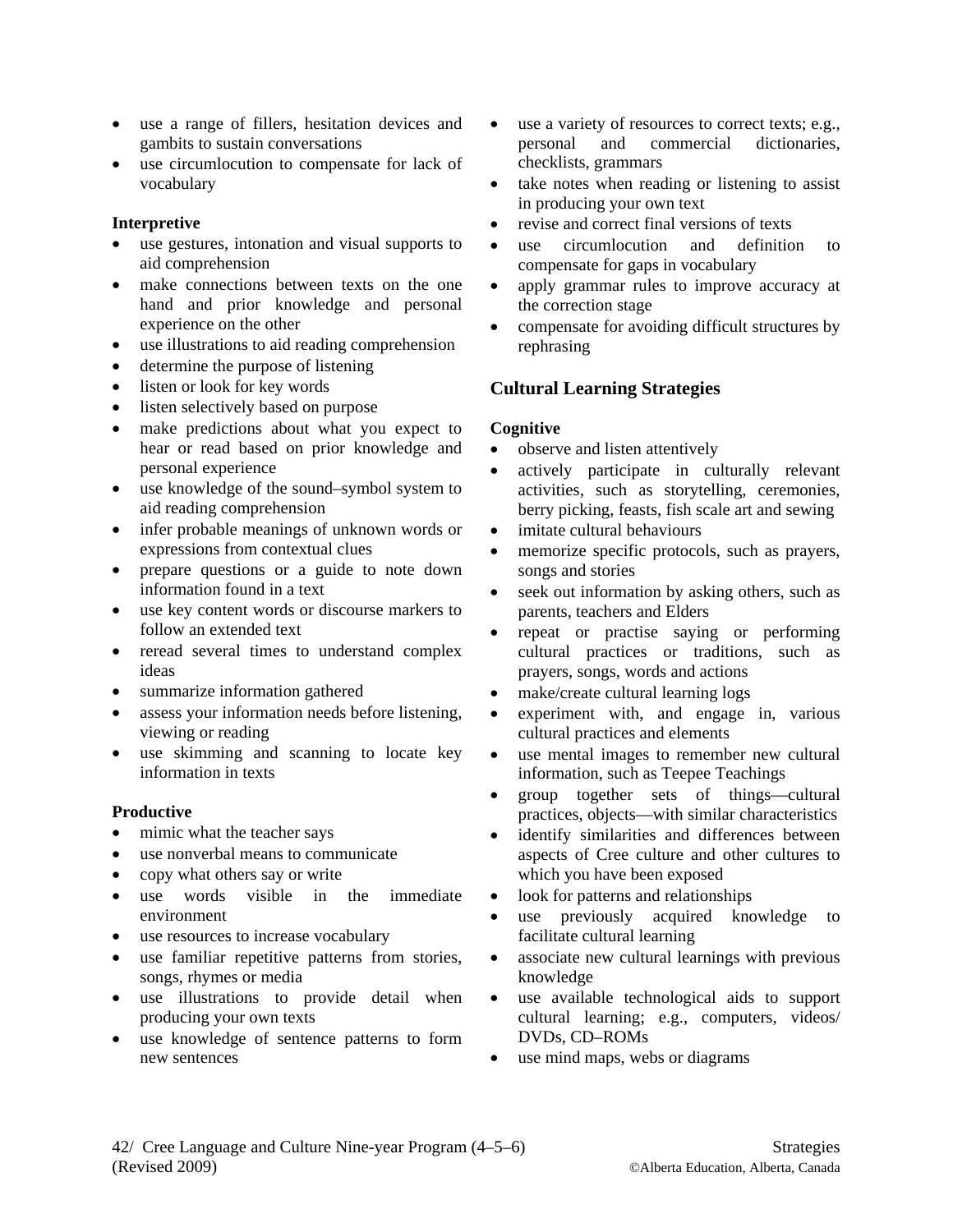- use a range of fillers, hesitation devices and gambits to sustain conversations
- use circumlocution to compensate for lack of vocabulary

**Interpretive**

- use gestures, intonation and visual supports to aid comprehension
- make connections between texts on the one hand and prior knowledge and personal experience on the other
- use illustrations to aid reading comprehension
- determine the purpose of listening
- listen or look for key words
- listen selectively based on purpose
- make predictions about what you expect to hear or read based on prior knowledge and personal experience
- use knowledge of the sound–symbol system to aid reading comprehension
- infer probable meanings of unknown words or expressions from contextual clues
- prepare questions or a guide to note down information found in a text
- use key content words or discourse markers to follow an extended text
- reread several times to understand complex ideas
- summarize information gathered
- assess your information needs before listening, viewing or reading
- use skimming and scanning to locate key information in texts

**Productive**

- mimic what the teacher says
- use nonverbal means to communicate
- copy what others say or write
- use words visible in the immediate environment
- use resources to increase vocabulary
- use familiar repetitive patterns from stories, songs, rhymes or media
- use illustrations to provide detail when producing your own texts
- use knowledge of sentence patterns to form new sentences
- use a variety of resources to correct texts; e.g., personal and commercial dictionaries, checklists, grammars
- take notes when reading or listening to assist in producing your own text
- revise and correct final versions of texts
- use circumlocution and definition to compensate for gaps in vocabulary
- apply grammar rules to improve accuracy at the correction stage
- compensate for avoiding difficult structures by rephrasing

## Cultural Learning Strategies

**Cognitive**

- observe and listen attentively
- actively participate in culturally relevant activities, such as storytelling, ceremonies, berry picking, feasts, fish scale art and sewing
- imitate cultural behaviours
- memorize specific protocols, such as prayers, songs and stories
- seek out information by asking others, such as parents, teachers and Elders
- repeat or practise saying or performing cultural practices or traditions, such as prayers, songs, words and actions
- make/create cultural learning logs
- experiment with, and engage in, various cultural practices and elements
- use mental images to remember new cultural information, such as Teepee Teachings
- group together sets of things—cultural practices, objects—with similar characteristics
- identify similarities and differences between aspects of Cree culture and other cultures to which you have been exposed
- look for patterns and relationships
- use previously acquired knowledge to facilitate cultural learning
- associate new cultural learnings with previous knowledge
- use available technological aids to support cultural learning; e.g., computers, videos/ DVDs, CD–ROMs
- use mind maps, webs or diagrams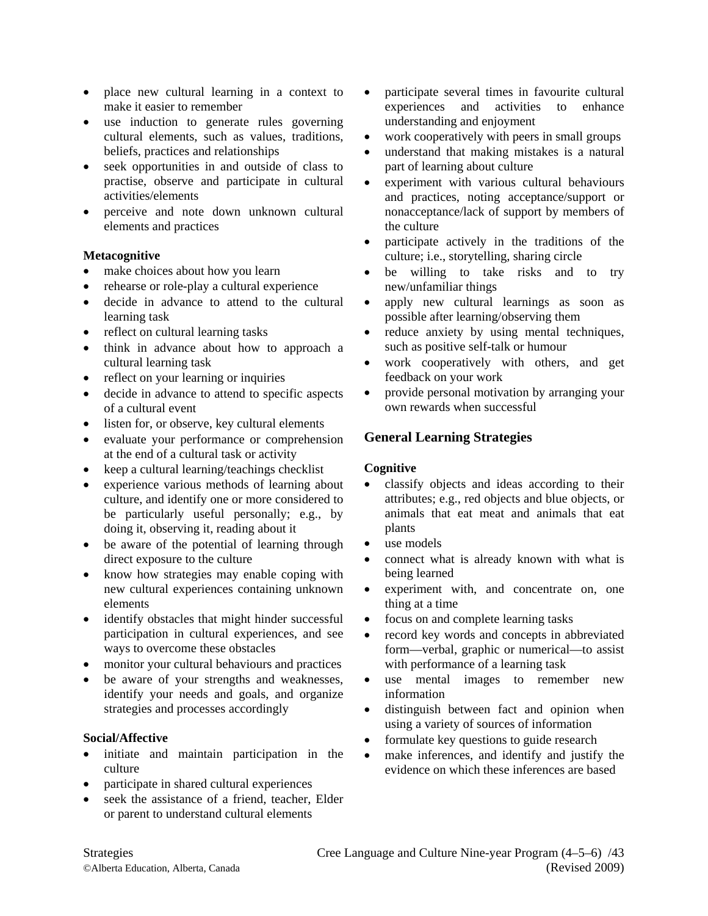- place new cultural learning in a context to make it easier to remember
- use induction to generate rules governing cultural elements, such as values, traditions, beliefs, practices and relationships
- seek opportunities in and outside of class to practise, observe and participate in cultural activities/elements
- perceive and note down unknown cultural elements and practices

**Metacognitive**

- make choices about how you learn
- rehearse or role-play a cultural experience
- decide in advance to attend to the cultural learning task
- reflect on cultural learning tasks
- think in advance about how to approach a cultural learning task
- reflect on your learning or inquiries
- decide in advance to attend to specific aspects of a cultural event
- listen for, or observe, key cultural elements
- evaluate your performance or comprehension at the end of a cultural task or activity
- keep a cultural learning/teachings checklist
- experience various methods of learning about culture, and identify one or more considered to be particularly useful personally; e.g., by doing it, observing it, reading about it
- be aware of the potential of learning through direct exposure to the culture
- know how strategies may enable coping with new cultural experiences containing unknown elements
- identify obstacles that might hinder successful participation in cultural experiences, and see ways to overcome these obstacles
- monitor your cultural behaviours and practices
- be aware of your strengths and weaknesses, identify your needs and goals, and organize strategies and processes accordingly

**Social/Affective**

- initiate and maintain participation in the culture
- participate in shared cultural experiences
- seek the assistance of a friend, teacher, Elder or parent to understand cultural elements
- participate several times in favourite cultural experiences and activities to enhance understanding and enjoyment
- work cooperatively with peers in small groups
- understand that making mistakes is a natural part of learning about culture
- experiment with various cultural behaviours and practices, noting acceptance/support or nonacceptance/lack of support by members of the culture
- participate actively in the traditions of the culture; i.e., storytelling, sharing circle
- be willing to take risks and to try new/unfamiliar things
- apply new cultural learnings as soon as possible after learning/observing them
- reduce anxiety by using mental techniques, such as positive self-talk or humour
- work cooperatively with others, and get feedback on your work
- provide personal motivation by arranging your own rewards when successful

## General Learning Strategies

**Cognitive**

- classify objects and ideas according to their attributes; e.g., red objects and blue objects, or animals that eat meat and animals that eat plants
- use models
- connect what is already known with what is being learned
- experiment with, and concentrate on, one thing at a time
- focus on and complete learning tasks
- record key words and concepts in abbreviated form—verbal, graphic or numerical—to assist with performance of a learning task
- use mental images to remember new information
- distinguish between fact and opinion when using a variety of sources of information
- formulate key questions to guide research
- make inferences, and identify and justify the evidence on which these inferences are based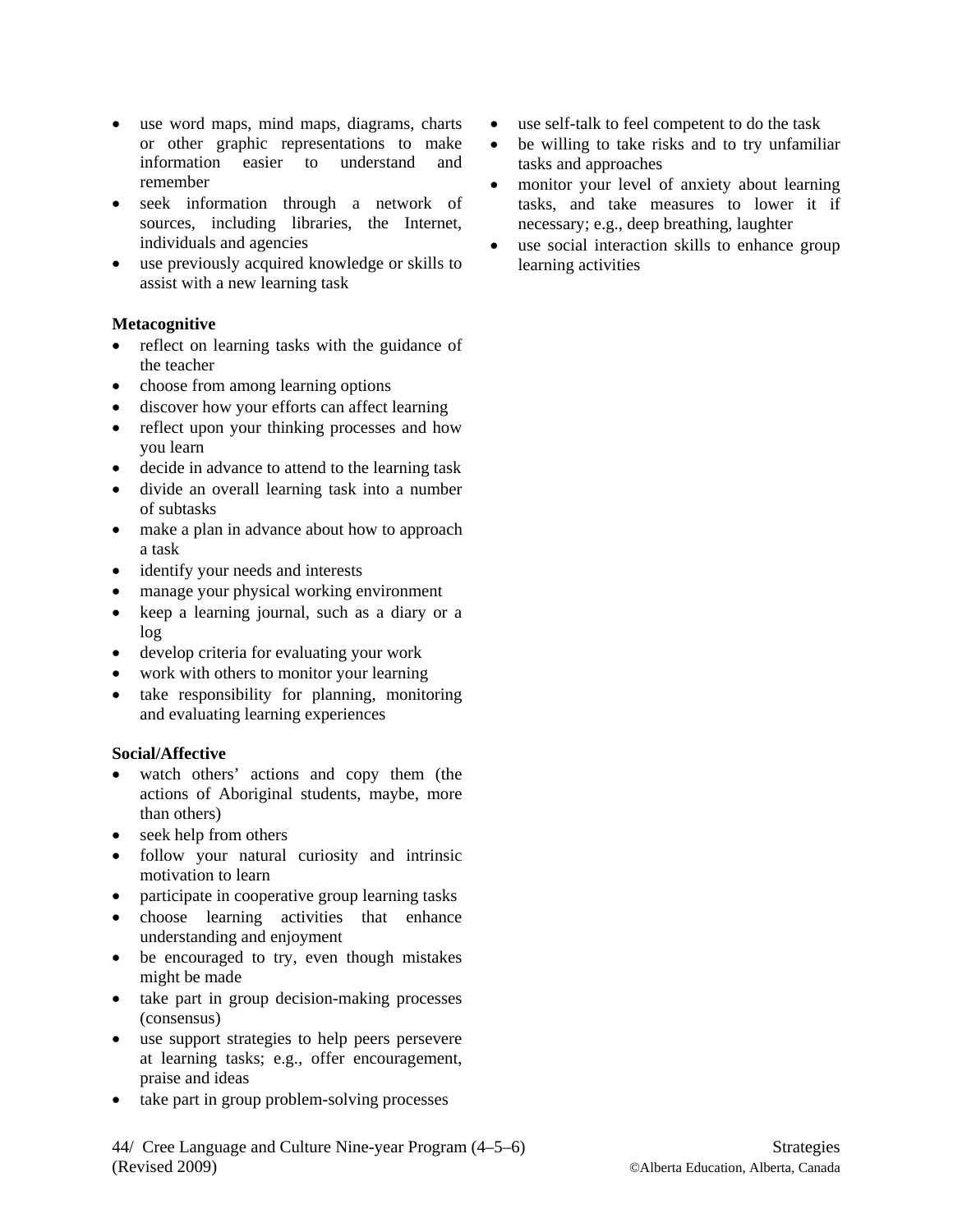- use word maps, mind maps, diagrams, charts or other graphic representations to make information easier to understand and remember
- seek information through a network of sources, including libraries, the Internet, individuals and agencies
- use previously acquired knowledge or skills to assist with a new learning task

**Metacognitive**

- reflect on learning tasks with the guidance of the teacher
- choose from among learning options
- discover how your efforts can affect learning
- reflect upon your thinking processes and how you learn
- decide in advance to attend to the learning task
- divide an overall learning task into a number of subtasks
- make a plan in advance about how to approach a task
- identify your needs and interests
- manage your physical working environment
- keep a learning journal, such as a diary or a log
- develop criteria for evaluating your work
- work with others to monitor your learning
- take responsibility for planning, monitoring and evaluating learning experiences

**Social/Affective**

- watch others' actions and copy them (the actions of Aboriginal students, maybe, more than others)
- seek help from others
- follow your natural curiosity and intrinsic motivation to learn
- participate in cooperative group learning tasks
- choose learning activities that enhance understanding and enjoyment
- be encouraged to try, even though mistakes might be made
- take part in group decision-making processes (consensus)
- use support strategies to help peers persevere at learning tasks; e.g., offer encouragement, praise and ideas
- take part in group problem-solving processes
- use self-talk to feel competent to do the task
- be willing to take risks and to try unfamiliar tasks and approaches
- monitor your level of anxiety about learning tasks, and take measures to lower it if necessary; e.g., deep breathing, laughter
- use social interaction skills to enhance group learning activities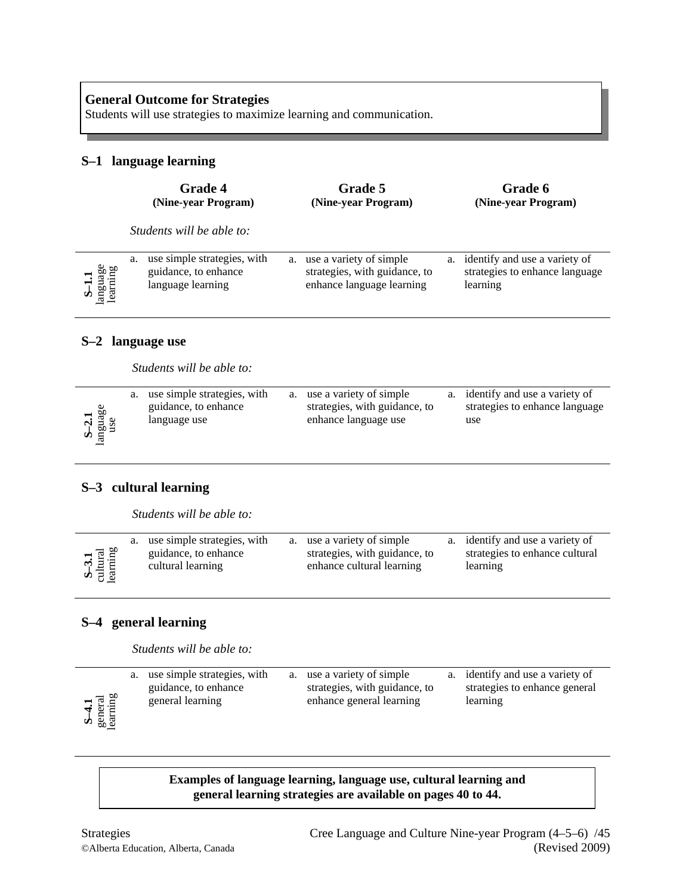**General Outcome for Strategies**
Students will use strategies to maximize learning and communication.

## S–1 language learning

| | Grade 4 (Nine-year Program) | Grade 5 (Nine-year Program) | Grade 6 (Nine-year Program) |
|---|---|---|---|
| | *Students will be able to:* | | |
| **S–1.1** language learning | a. use simple strategies, with guidance, to enhance language learning | a. use a variety of simple strategies, with guidance, to enhance language learning | a. identify and use a variety of strategies to enhance language learning |

## S–2 language use

*Students will be able to:*

| | | | |
|---|---|---|---|
| **S–2.1** language use | a. use simple strategies, with guidance, to enhance language use | a. use a variety of simple strategies, with guidance, to enhance language use | a. identify and use a variety of strategies to enhance language use |

## S–3 cultural learning

*Students will be able to:*

| | | | |
|---|---|---|---|
| **S–3.1** cultural learning | a. use simple strategies, with guidance, to enhance cultural learning | a. use a variety of simple strategies, with guidance, to enhance cultural learning | a. identify and use a variety of strategies to enhance cultural learning |

## S–4 general learning

*Students will be able to:*

| | | | |
|---|---|---|---|
| **S–4.1** general learning | a. use simple strategies, with guidance, to enhance general learning | a. use a variety of simple strategies, with guidance, to enhance general learning | a. identify and use a variety of strategies to enhance general learning |

**Examples of language learning, language use, cultural learning and general learning strategies are available on pages 40 to 44.**